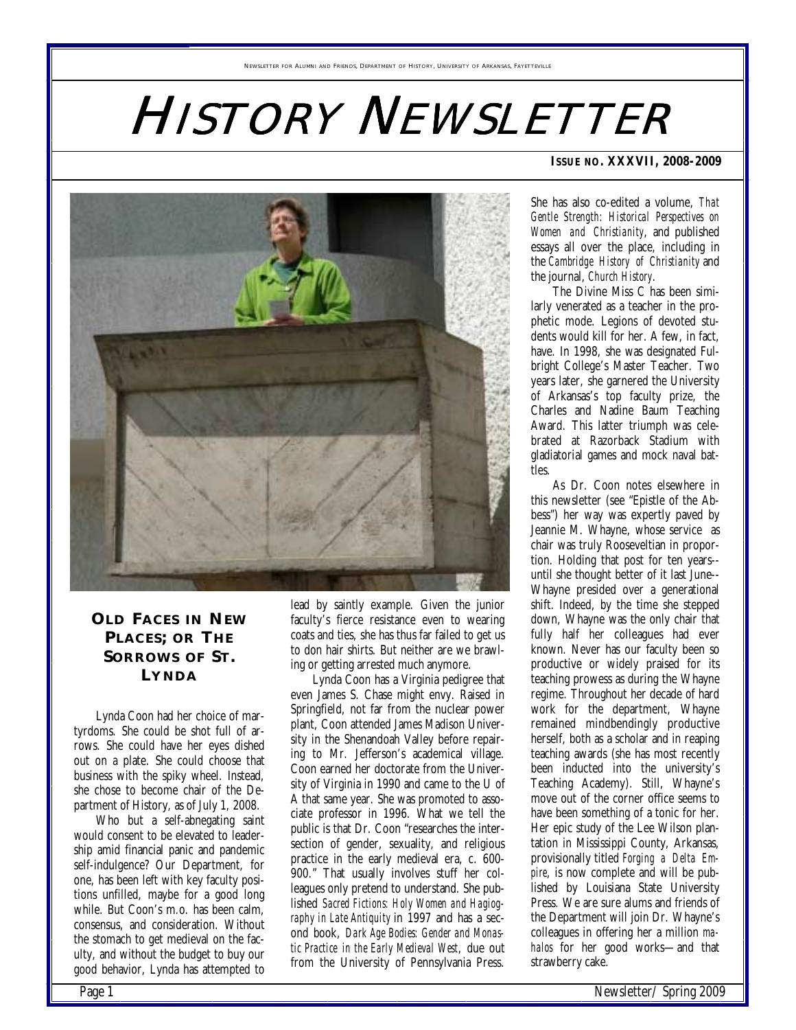NEWSLETTER FOR ALUMNI AND FRIENDS, DEPARTMENT OF HISTORY, UNIVERSITY OF ARKANSAS, FAYETTEVILLE

# HISTORY NEWSLETTER

**ISSUE NO. XXXVII, 2008-2009**

## OLD FACES IN NEW PLACES; OR THE SORROWS OF ST. LYNDA

Lynda Coon had her choice of martyrdoms. She could be shot full of arrows. She could have her eyes dished out on a plate. She could choose that business with the spiky wheel. Instead, she chose to become chair of the Department of History, as of July 1, 2008.

Who but a self-abnegating saint would consent to be elevated to leadership amid financial panic and pandemic self-indulgence? Our Department, for one, has been left with key faculty positions unfilled, maybe for a good long while. But Coon's m.o. has been calm, consensus, and consideration. Without the stomach to get medieval on the faculty, and without the budget to buy our good behavior, Lynda has attempted to lead by saintly example. Given the junior faculty's fierce resistance even to wearing coats and ties, she has thus far failed to get us to don hair shirts. But neither are we brawling or getting arrested much anymore.

Lynda Coon has a Virginia pedigree that even James S. Chase might envy. Raised in Springfield, not far from the nuclear power plant, Coon attended James Madison University in the Shenandoah Valley before repairing to Mr. Jefferson's academical village. Coon earned her doctorate from the University of Virginia in 1990 and came to the U of A that same year. She was promoted to associate professor in 1996. What we tell the public is that Dr. Coon "researches the intersection of gender, sexuality, and religious practice in the early medieval era, c. 600-900." That usually involves stuff her colleagues only pretend to understand. She published *Sacred Fictions: Holy Women and Hagiography in Late Antiquity* in 1997 and has a second book, *Dark Age Bodies: Gender and Monastic Practice in the Early Medieval West*, due out from the University of Pennsylvania Press. She has also co-edited a volume, *That Gentle Strength: Historical Perspectives on Women and Christianity*, and published essays all over the place, including in the *Cambridge History of Christianity* and the journal, *Church History*.

The Divine Miss C has been similarly venerated as a teacher in the prophetic mode. Legions of devoted students would kill for her. A few, in fact, have. In 1998, she was designated Fulbright College's Master Teacher. Two years later, she garnered the University of Arkansas's top faculty prize, the Charles and Nadine Baum Teaching Award. This latter triumph was celebrated at Razorback Stadium with gladiatorial games and mock naval battles.

As Dr. Coon notes elsewhere in this newsletter (see "Epistle of the Abbess") her way was expertly paved by Jeannie M. Whayne, whose service as chair was truly Rooseveltian in proportion. Holding that post for ten years--until she thought better of it last June--Whayne presided over a generational shift. Indeed, by the time she stepped down, Whayne was the only chair that fully half her colleagues had ever known. Never has our faculty been so productive or widely praised for its teaching prowess as during the Whayne regime. Throughout her decade of hard work for the department, Whayne remained mindbendingly productive herself, both as a scholar and in reaping teaching awards (she has most recently been inducted into the university's Teaching Academy). Still, Whayne's move out of the corner office seems to have been something of a tonic for her. Her epic study of the Lee Wilson plantation in Mississippi County, Arkansas, provisionally titled *Forging a Delta Empire*, is now complete and will be published by Louisiana State University Press. We are sure alums and friends of the Department will join Dr. Whayne's colleagues in offering her a million *mahalos* for her good works—and that strawberry cake.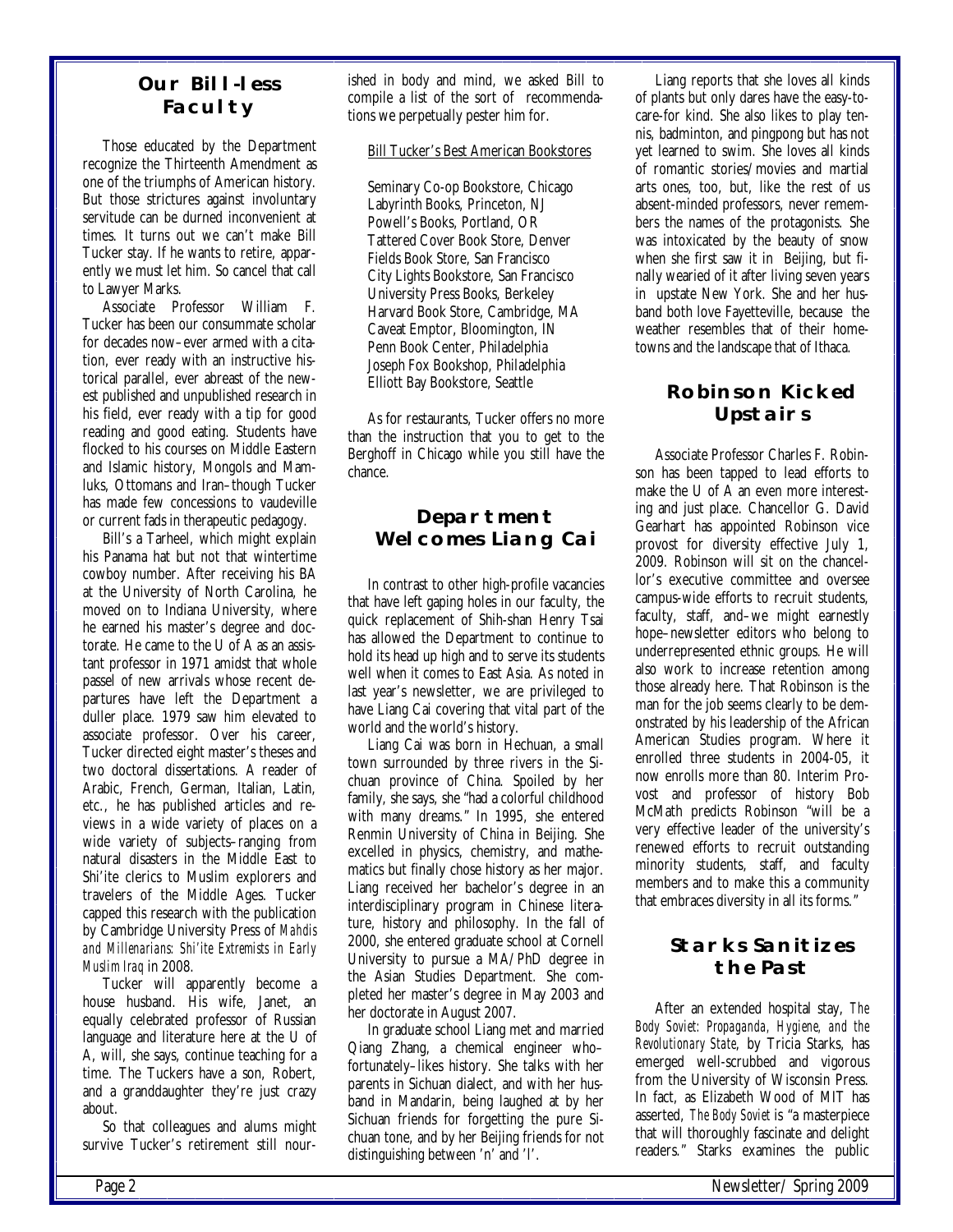## Our Bill-less Faculty

Those educated by the Department recognize the Thirteenth Amendment as one of the triumphs of American history. But those strictures against involuntary servitude can be durned inconvenient at times. It turns out we can't make Bill Tucker stay. If he wants to retire, apparently we must let him. So cancel that call to Lawyer Marks.

Associate Professor William F. Tucker has been our consummate scholar for decades now–ever armed with a citation, ever ready with an instructive historical parallel, ever abreast of the newest published and unpublished research in his field, ever ready with a tip for good reading and good eating. Students have flocked to his courses on Middle Eastern and Islamic history, Mongols and Mamluks, Ottomans and Iran–though Tucker has made few concessions to vaudeville or current fads in therapeutic pedagogy.

Bill's a Tarheel, which might explain his Panama hat but not that wintertime cowboy number. After receiving his BA at the University of North Carolina, he moved on to Indiana University, where he earned his master's degree and doctorate. He came to the U of A as an assistant professor in 1971 amidst that whole passel of new arrivals whose recent departures have left the Department a duller place. 1979 saw him elevated to associate professor. Over his career, Tucker directed eight master's theses and two doctoral dissertations. A reader of Arabic, French, German, Italian, Latin, etc., he has published articles and reviews in a wide variety of places on a wide variety of subjects–ranging from natural disasters in the Middle East to Shi'ite clerics to Muslim explorers and travelers of the Middle Ages. Tucker capped this research with the publication by Cambridge University Press of *Mahdis and Millenarians: Shi'ite Extremists in Early Muslim Iraq* in 2008.

Tucker will apparently become a house husband. His wife, Janet, an equally celebrated professor of Russian language and literature here at the U of A, will, she says, continue teaching for a time. The Tuckers have a son, Robert, and a granddaughter they're just crazy about.

So that colleagues and alums might survive Tucker's retirement still nourished in body and mind, we asked Bill to compile a list of the sort of recommendations we perpetually pester him for.

Bill Tucker's Best American Bookstores

Seminary Co-op Bookstore, Chicago
Labyrinth Books, Princeton, NJ
Powell's Books, Portland, OR
Tattered Cover Book Store, Denver
Fields Book Store, San Francisco
City Lights Bookstore, San Francisco
University Press Books, Berkeley
Harvard Book Store, Cambridge, MA
Caveat Emptor, Bloomington, IN
Penn Book Center, Philadelphia
Joseph Fox Bookshop, Philadelphia
Elliott Bay Bookstore, Seattle

As for restaurants, Tucker offers no more than the instruction that you to get to the Berghoff in Chicago while you still have the chance.

## Department Welcomes Liang Cai

In contrast to other high-profile vacancies that have left gaping holes in our faculty, the quick replacement of Shih-shan Henry Tsai has allowed the Department to continue to hold its head up high and to serve its students well when it comes to East Asia. As noted in last year's newsletter, we are privileged to have Liang Cai covering that vital part of the world and the world's history.

Liang Cai was born in Hechuan, a small town surrounded by three rivers in the Sichuan province of China. Spoiled by her family, she says, she "had a colorful childhood with many dreams." In 1995, she entered Renmin University of China in Beijing. She excelled in physics, chemistry, and mathematics but finally chose history as her major. Liang received her bachelor's degree in an interdisciplinary program in Chinese literature, history and philosophy. In the fall of 2000, she entered graduate school at Cornell University to pursue a MA/PhD degree in the Asian Studies Department. She completed her master's degree in May 2003 and her doctorate in August 2007.

In graduate school Liang met and married Qiang Zhang, a chemical engineer who–fortunately–likes history. She talks with her parents in Sichuan dialect, and with her husband in Mandarin, being laughed at by her Sichuan friends for forgetting the pure Sichuan tone, and by her Beijing friends for not distinguishing between 'n' and 'l'.

Liang reports that she loves all kinds of plants but only dares have the easy-to-care-for kind. She also likes to play tennis, badminton, and pingpong but has not yet learned to swim. She loves all kinds of romantic stories/movies and martial arts ones, too, but, like the rest of us absent-minded professors, never remembers the names of the protagonists. She was intoxicated by the beauty of snow when she first saw it in Beijing, but finally wearied of it after living seven years in upstate New York. She and her husband both love Fayetteville, because the weather resembles that of their hometowns and the landscape that of Ithaca.

## Robinson Kicked Upstairs

Associate Professor Charles F. Robinson has been tapped to lead efforts to make the U of A an even more interesting and just place. Chancellor G. David Gearhart has appointed Robinson vice provost for diversity effective July 1, 2009. Robinson will sit on the chancellor's executive committee and oversee campus-wide efforts to recruit students, faculty, staff, and–we might earnestly hope–newsletter editors who belong to underrepresented ethnic groups. He will also work to increase retention among those already here. That Robinson is the man for the job seems clearly to be demonstrated by his leadership of the African American Studies program. Where it enrolled three students in 2004-05, it now enrolls more than 80. Interim Provost and professor of history Bob McMath predicts Robinson "will be a very effective leader of the university's renewed efforts to recruit outstanding minority students, staff, and faculty members and to make this a community that embraces diversity in all its forms."

## Starks Sanitizes the Past

After an extended hospital stay, *The Body Soviet: Propaganda, Hygiene, and the Revolutionary State*, by Tricia Starks, has emerged well-scrubbed and vigorous from the University of Wisconsin Press. In fact, as Elizabeth Wood of MIT has asserted, *The Body Soviet* is "a masterpiece that will thoroughly fascinate and delight readers." Starks examines the public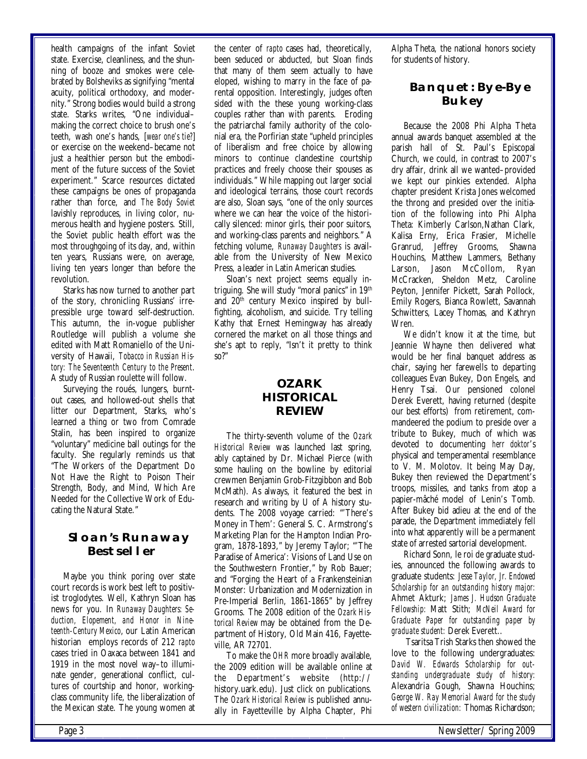health campaigns of the infant Soviet state. Exercise, cleanliness, and the shunning of booze and smokes were celebrated by Bolsheviks as signifying "mental acuity, political orthodoxy, and modernity." Strong bodies would build a strong state. Starks writes, "One individual–making the correct choice to brush one's teeth, wash one's hands, [*wear one's tie?*] or exercise on the weekend–became not just a healthier person but the embodiment of the future success of the Soviet experiment." Scarce resources dictated these campaigns be ones of propaganda rather than force, and *The Body Soviet* lavishly reproduces, in living color, numerous health and hygiene posters. Still, the Soviet public health effort was the most throughgoing of its day, and, within ten years, Russians were, on average, living ten years longer than before the revolution.

Starks has now turned to another part of the story, chronicling Russians' irrepressible urge toward self-destruction. This autumn, the in-vogue publisher Routledge will publish a volume she edited with Matt Romaniello of the University of Hawaii, *Tobacco in Russian History: The Seventeenth Century to the Present*. A study of Russian roulette will follow.

Surveying the roués, lungers, burnt-out cases, and hollowed-out shells that litter our Department, Starks, who's learned a thing or two from Comrade Stalin, has been inspired to organize "voluntary" medicine ball outings for the faculty. She regularly reminds us that "The Workers of the Department Do Not Have the Right to Poison Their Strength, Body, and Mind, Which Are Needed for the Collective Work of Educating the Natural State."

## Sloan's Runaway Bestseller

Maybe you think poring over state court records is work best left to positivist troglodytes. Well, Kathryn Sloan has news for you. In *Runaway Daughters: Seduction, Elopement, and Honor in Nineteenth-Century Mexico*, our Latin American historian employs records of 212 *rapto* cases tried in Oaxaca between 1841 and 1919 in the most novel way–to illuminate gender, generational conflict, cultures of courtship and honor, working-class community life, the liberalization of the Mexican state. The young women at the center of *rapto* cases had, theoretically, been seduced or abducted, but Sloan finds that many of them seem actually to have eloped, wishing to marry in the face of parental opposition. Interestingly, judges often sided with the these young working-class couples rather than with parents. Eroding the patriarchal family authority of the colonial era, the Porfirian state "upheld principles of liberalism and free choice by allowing minors to continue clandestine courtship practices and freely choose their spouses as individuals." While mapping out larger social and ideological terrains, those court records are also, Sloan says, "one of the only sources where we can hear the voice of the historically silenced: minor girls, their poor suitors, and working-class parents and neighbors." A fetching volume, *Runaway Daughters* is available from the University of New Mexico Press, a leader in Latin American studies.

Sloan's next project seems equally intriguing. She will study "moral panics" in 19th and 20th century Mexico inspired by bullfighting, alcoholism, and suicide. Try telling Kathy that Ernest Hemingway has already cornered the market on all those things and she's apt to reply, "Isn't it pretty to think so?"

## OZARK HISTORICAL REVIEW

The thirty-seventh volume of the *Ozark Historical Review* was launched last spring, ably captained by Dr. Michael Pierce (with some hauling on the bowline by editorial crewmen Benjamin Grob-Fitzgibbon and Bob McMath). As always, it featured the best in research and writing by U of A history students. The 2008 voyage carried: "'There's Money in Them': General S. C. Armstrong's Marketing Plan for the Hampton Indian Program, 1878-1893," by Jeremy Taylor; "'The Paradise of America': Visions of Land Use on the Southwestern Frontier," by Rob Bauer; and "Forging the Heart of a Frankensteinian Monster: Urbanization and Modernization in Pre-Imperial Berlin, 1861-1865" by Jeffrey Grooms. The 2008 edition of the *Ozark Historical Review* may be obtained from the Department of History, Old Main 416, Fayetteville, AR 72701.

To make the *OHR* more broadly available, the 2009 edition will be available online at the Department's website (http://history.uark.edu). Just click on publications. The *Ozark Historical Review* is published annually in Fayetteville by Alpha Chapter, Phi Alpha Theta, the national honors society for students of history.

## Banquet: Bye-Bye Bukey

Because the 2008 Phi Alpha Theta annual awards banquet assembled at the parish hall of St. Paul's Episcopal Church, we could, in contrast to 2007's dry affair, drink all we wanted–provided we kept our pinkies extended. Alpha chapter president Krista Jones welcomed the throng and presided over the initiation of the following into Phi Alpha Theta: Kimberly Carlson,Nathan Clark, Kalisa Erny, Erica Frasier, Michelle Granrud, Jeffrey Grooms, Shawna Houchins, Matthew Lammers, Bethany Larson, Jason McCollom, Ryan McCracken, Sheldon Metz, Caroline Peyton, Jennifer Pickett, Sarah Pollock, Emily Rogers, Bianca Rowlett, Savannah Schwitters, Lacey Thomas, and Kathryn Wren.

We didn't know it at the time, but Jeannie Whayne then delivered what would be her final banquet address as chair, saying her farewells to departing colleagues Evan Bukey, Don Engels, and Henry Tsai. Our pensioned colonel Derek Everett, having returned (despite our best efforts) from retirement, commandeered the podium to preside over a tribute to Bukey, much of which was devoted to documenting *herr doktor*'s physical and temperamental resemblance to V. M. Molotov. It being May Day, Bukey then reviewed the Department's troops, missiles, and tanks from atop a papier-mâché model of Lenin's Tomb. After Bukey bid adieu at the end of the parade, the Department immediately fell into what apparently will be a permanent state of arrested sartorial development.

Richard Sonn, le roi de graduate studies, announced the following awards to graduate students: *Jesse Taylor, Jr. Endowed Scholarship for an outstanding history major:* Ahmet Akturk; *James J. Hudson Graduate Fellowship:* Matt Stith; *McNeil Award for Graduate Paper for outstanding paper by graduate student:* Derek Everett..

Tsaritsa Trish Starks then showed the love to the following undergraduates: *David W. Edwards Scholarship for outstanding undergraduate study of history:* Alexandria Gough, Shawna Houchins; *George W. Ray Memorial Award for the study of western civilization:* Thomas Richardson;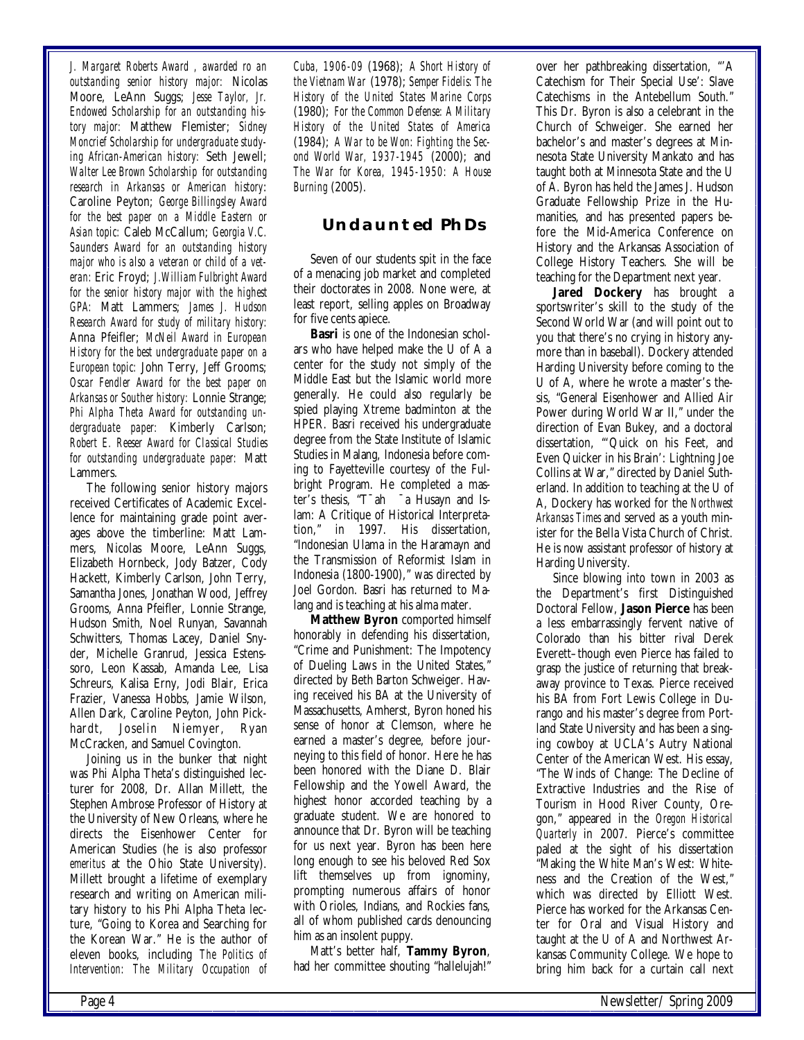*J. Margaret Roberts Award , awarded ro an outstanding senior history major:* Nicolas Moore, LeAnn Suggs; *Jesse Taylor, Jr. Endowed Scholarship for an outstanding history major:* Matthew Flemister; *Sidney Moncrief Scholarship for undergraduate studying African-American history:* Seth Jewell; *Walter Lee Brown Scholarship for outstanding research in Arkansas or American history:* Caroline Peyton; *George Billingsley Award for the best paper on a Middle Eastern or Asian topic:* Caleb McCallum; *Georgia V.C. Saunders Award for an outstanding history major who is also a veteran or child of a veteran:* Eric Froyd; *J.William Fulbright Award for the senior history major with the highest GPA:* Matt Lammers; *James J. Hudson Research Award for study of military history:* Anna Pfeifler; *McNeil Award in European History for the best undergraduate paper on a European topic:* John Terry, Jeff Grooms; *Oscar Fendler Award for the best paper on Arkansas or Souther history:* Lonnie Strange; *Phi Alpha Theta Award for outstanding undergraduate paper:* Kimberly Carlson; *Robert E. Reeser Award for Classical Studies for outstanding undergraduate paper:* Matt Lammers.

The following senior history majors received Certificates of Academic Excellence for maintaining grade point averages above the timberline: Matt Lammers, Nicolas Moore, LeAnn Suggs, Elizabeth Hornbeck, Jody Batzer, Cody Hackett, Kimberly Carlson, John Terry, Samantha Jones, Jonathan Wood, Jeffrey Grooms, Anna Pfeifler, Lonnie Strange, Hudson Smith, Noel Runyan, Savannah Schwitters, Thomas Lacey, Daniel Snyder, Michelle Granrud, Jessica Estenssoro, Leon Kassab, Amanda Lee, Lisa Schreurs, Kalisa Erny, Jodi Blair, Erica Frazier, Vanessa Hobbs, Jamie Wilson, Allen Dark, Caroline Peyton, John Pickhardt, Joselin Niemyer, Ryan McCracken, and Samuel Covington.

Joining us in the bunker that night was Phi Alpha Theta's distinguished lecturer for 2008, Dr. Allan Millett, the Stephen Ambrose Professor of History at the University of New Orleans, where he directs the Eisenhower Center for American Studies (he is also professor *emeritus* at the Ohio State University). Millett brought a lifetime of exemplary research and writing on American military history to his Phi Alpha Theta lecture, "Going to Korea and Searching for the Korean War." He is the author of eleven books, including *The Politics of Intervention: The Military Occupation of Cuba, 1906-09* (1968); *A Short History of the Vietnam War* (1978); *Semper Fidelis: The History of the United States Marine Corps* (1980); *For the Common Defense: A Military History of the United States of America* (1984); *A War to be Won: Fighting the Second World War, 1937-1945* (2000); and *The War for Korea, 1945-1950: A House Burning* (2005).

## Undaunted PhDs

Seven of our students spit in the face of a menacing job market and completed their doctorates in 2008. None were, at least report, selling apples on Broadway for five cents apiece.

**Basri** is one of the Indonesian scholars who have helped make the U of A a center for the study not simply of the Middle East but the Islamic world more generally. He could also regularly be spied playing Xtreme badminton at the HPER. Basri received his undergraduate degree from the State Institute of Islamic Studies in Malang, Indonesia before coming to Fayetteville courtesy of the Fulbright Program. He completed a master's thesis, "T¯ah ¯a Husayn and Islam: A Critique of Historical Interpretation," in 1997. His dissertation, "Indonesian Ulama in the Haramayn and the Transmission of Reformist Islam in Indonesia (1800-1900)," was directed by Joel Gordon. Basri has returned to Malang and is teaching at his alma mater.

**Matthew Byron** comported himself honorably in defending his dissertation, "Crime and Punishment: The Impotency of Dueling Laws in the United States," directed by Beth Barton Schweiger. Having received his BA at the University of Massachusetts, Amherst, Byron honed his sense of honor at Clemson, where he earned a master's degree, before journeying to this field of honor. Here he has been honored with the Diane D. Blair Fellowship and the Yowell Award, the highest honor accorded teaching by a graduate student. We are honored to announce that Dr. Byron will be teaching for us next year. Byron has been here long enough to see his beloved Red Sox lift themselves up from ignominy, prompting numerous affairs of honor with Orioles, Indians, and Rockies fans, all of whom published cards denouncing him as an insolent puppy.

Matt's better half, **Tammy Byron**, had her committee shouting "hallelujah!" over her pathbreaking dissertation, "'A Catechism for Their Special Use': Slave Catechisms in the Antebellum South." This Dr. Byron is also a celebrant in the Church of Schweiger. She earned her bachelor's and master's degrees at Minnesota State University Mankato and has taught both at Minnesota State and the U of A. Byron has held the James J. Hudson Graduate Fellowship Prize in the Humanities, and has presented papers before the Mid-America Conference on History and the Arkansas Association of College History Teachers. She will be teaching for the Department next year.

**Jared Dockery** has brought a sportswriter's skill to the study of the Second World War (and will point out to you that there's no crying in history anymore than in baseball). Dockery attended Harding University before coming to the U of A, where he wrote a master's thesis, "General Eisenhower and Allied Air Power during World War II," under the direction of Evan Bukey, and a doctoral dissertation, "'Quick on his Feet, and Even Quicker in his Brain': Lightning Joe Collins at War," directed by Daniel Sutherland. In addition to teaching at the U of A, Dockery has worked for the *Northwest Arkansas Times* and served as a youth minister for the Bella Vista Church of Christ. He is now assistant professor of history at Harding University.

Since blowing into town in 2003 as the Department's first Distinguished Doctoral Fellow, **Jason Pierce** has been a less embarrassingly fervent native of Colorado than his bitter rival Derek Everett–though even Pierce has failed to grasp the justice of returning that breakaway province to Texas. Pierce received his BA from Fort Lewis College in Durango and his master's degree from Portland State University and has been a singing cowboy at UCLA's Autry National Center of the American West. His essay, "The Winds of Change: The Decline of Extractive Industries and the Rise of Tourism in Hood River County, Oregon," appeared in the *Oregon Historical Quarterly* in 2007. Pierce's committee paled at the sight of his dissertation "Making the White Man's West: Whiteness and the Creation of the West," which was directed by Elliott West. Pierce has worked for the Arkansas Center for Oral and Visual History and taught at the U of A and Northwest Arkansas Community College. We hope to bring him back for a curtain call next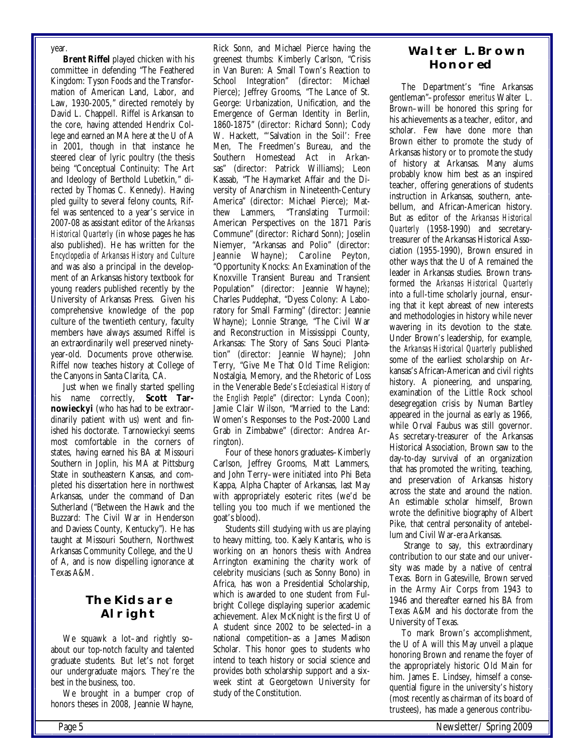year.

**Brent Riffel** played chicken with his committee in defending "The Feathered Kingdom: Tyson Foods and the Transformation of American Land, Labor, and Law, 1930-2005," directed remotely by David L. Chappell. Riffel is Arkansan to the core, having attended Hendrix College and earned an MA here at the U of A in 2001, though in that instance he steered clear of lyric poultry (the thesis being "Conceptual Continuity: The Art and Ideology of Berthold Lubetkin," directed by Thomas C. Kennedy). Having pled guilty to several felony counts, Riffel was sentenced to a year's service in 2007-08 as assistant editor of the *Arkansas Historical Quarterly* (in whose pages he has also published). He has written for the *Encyclopedia of Arkansas History and Culture* and was also a principal in the development of an Arkansas history textbook for young readers published recently by the University of Arkansas Press. Given his comprehensive knowledge of the pop culture of the twentieth century, faculty members have always assumed Riffel is an extraordinarily well preserved ninety-year-old. Documents prove otherwise. Riffel now teaches history at College of the Canyons in Santa Clarita, CA.

Just when we finally started spelling his name correctly, **Scott Tarnowieckyi** (who has had to be extraordinarily patient with us) went and finished his doctorate. Tarnowieckyi seems most comfortable in the corners of states, having earned his BA at Missouri Southern in Joplin, his MA at Pittsburg State in southeastern Kansas, and completed his dissertation here in northwest Arkansas, under the command of Dan Sutherland ("Between the Hawk and the Buzzard: The Civil War in Henderson and Daviess County, Kentucky"). He has taught at Missouri Southern, Northwest Arkansas Community College, and the U of A, and is now dispelling ignorance at Texas A&M.

## The Kids are Alright

We squawk a lot–and rightly so–about our top-notch faculty and talented graduate students. But let's not forget our undergraduate majors. They're the best in the business, too.

We brought in a bumper crop of honors theses in 2008, Jeannie Whayne, Rick Sonn, and Michael Pierce having the greenest thumbs: Kimberly Carlson, "Crisis in Van Buren: A Small Town's Reaction to School Integration" (director: Michael Pierce); Jeffrey Grooms, "The Lance of St. George: Urbanization, Unification, and the Emergence of German Identity in Berlin, 1860-1875" (director: Richard Sonn); Cody W. Hackett, "'Salvation in the Soil': Free Men, The Freedmen's Bureau, and the Southern Homestead Act in Arkansas" (director: Patrick Williams); Leon Kassab, "The Haymarket Affair and the Diversity of Anarchism in Nineteenth-Century America" (director: Michael Pierce); Matthew Lammers, "Translating Turmoil: American Perspectives on the 1871 Paris Commune" (director: Richard Sonn); Joselin Niemyer, "Arkansas and Polio" (director: Jeannie Whayne); Caroline Peyton, "Opportunity Knocks: An Examination of the Knoxville Transient Bureau and Transient Population" (director: Jeannie Whayne); Charles Puddephat, "Dyess Colony: A Laboratory for Small Farming" (director: Jeannie Whayne); Lonnie Strange, "The Civil War and Reconstruction in Mississippi County, Arkansas: The Story of Sans Souci Plantation" (director: Jeannie Whayne); John Terry, "Give Me That Old Time Religion: Nostalgia, Memory, and the Rhetoric of Loss in the Venerable Bede's *Ecclesiastical History of the English People*" (director: Lynda Coon); Jamie Clair Wilson, "Married to the Land: Women's Responses to the Post-2000 Land Grab in Zimbabwe" (director: Andrea Arrington).

Four of these honors graduates–Kimberly Carlson, Jeffrey Grooms, Matt Lammers, and John Terry–were initiated into Phi Beta Kappa, Alpha Chapter of Arkansas, last May with appropriately esoteric rites (we'd be telling you too much if we mentioned the goat's blood).

Students still studying with us are playing to heavy mitting, too. Kaely Kantaris, who is working on an honors thesis with Andrea Arrington examining the charity work of celebrity musicians (such as Sonny Bono) in Africa, has won a Presidential Scholarship, which is awarded to one student from Fulbright College displaying superior academic achievement. Alex McKnight is the first U of A student since 2002 to be selected–in a national competition–as a James Madison Scholar. This honor goes to students who intend to teach history or social science and provides both scholarship support and a six-week stint at Georgetown University for study of the Constitution.

## Walter L. Brown Honored

The Department's "fine Arkansas gentleman"–professor *emeritus* Walter L. Brown–will be honored this spring for his achievements as a teacher, editor, and scholar. Few have done more than Brown either to promote the study of Arkansas history or to promote the study of history at Arkansas. Many alums probably know him best as an inspired teacher, offering generations of students instruction in Arkansas, southern, antebellum, and African-American history. But as editor of the *Arkansas Historical Quarterly* (1958-1990) and secretary-treasurer of the Arkansas Historical Association (1955-1990), Brown ensured in other ways that the U of A remained the leader in Arkansas studies. Brown transformed the *Arkansas Historical Quarterly* into a full-time scholarly journal, ensuring that it kept abreast of new interests and methodologies in history while never wavering in its devotion to the state. Under Brown's leadership, for example, the *Arkansas Historical Quarterly* published some of the earliest scholarship on Arkansas's African-American and civil rights history. A pioneering, and unsparing, examination of the Little Rock school desegregation crisis by Numan Bartley appeared in the journal as early as 1966, while Orval Faubus was still governor. As secretary-treasurer of the Arkansas Historical Association, Brown saw to the day-to-day survival of an organization that has promoted the writing, teaching, and preservation of Arkansas history across the state and around the nation. An estimable scholar himself, Brown wrote the definitive biography of Albert Pike, that central personality of antebellum and Civil War-era Arkansas.

Strange to say, this extraordinary contribution to our state and our university was made by a native of central Texas. Born in Gatesville, Brown served in the Army Air Corps from 1943 to 1946 and thereafter earned his BA from Texas A&M and his doctorate from the University of Texas.

To mark Brown's accomplishment, the U of A will this May unveil a plaque honoring Brown and rename the foyer of the appropriately historic Old Main for him. James E. Lindsey, himself a consequential figure in the university's history (most recently as chairman of its board of trustees), has made a generous contribu-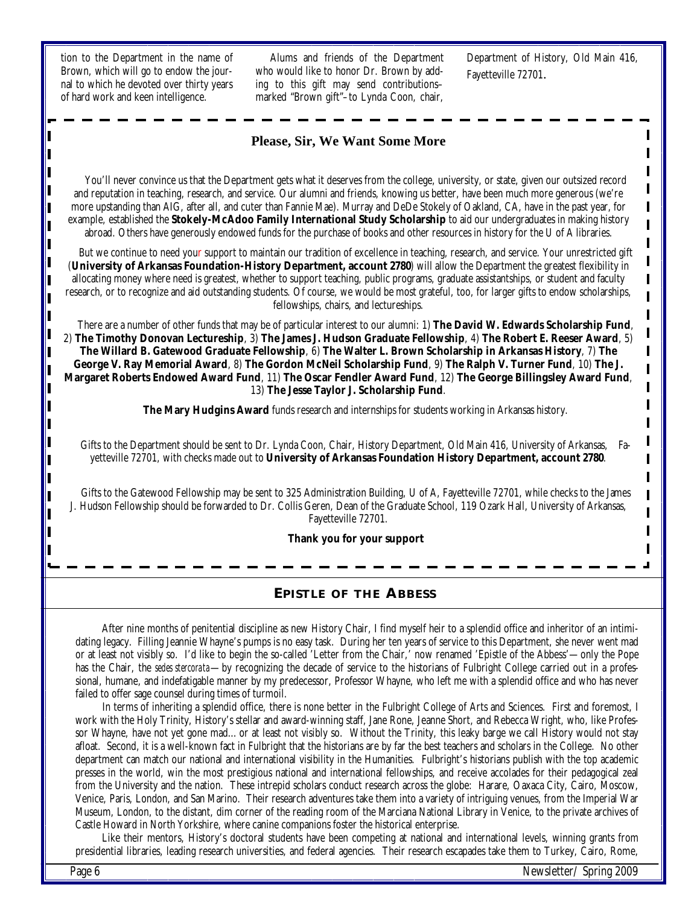tion to the Department in the name of Brown, which will go to endow the journal to which he devoted over thirty years of hard work and keen intelligence.

Alums and friends of the Department who would like to honor Dr. Brown by adding to this gift may send contributions–marked "Brown gift"–to Lynda Coon, chair, Department of History, Old Main 416, Fayetteville 72701.

## Please, Sir, We Want Some More

You'll never convince us that the Department gets what it deserves from the college, university, or state, given our outsized record and reputation in teaching, research, and service. Our alumni and friends, knowing us better, have been much more generous (we're more upstanding than AIG, after all, and cuter than Fannie Mae). Murray and DeDe Stokely of Oakland, CA, have in the past year, for example, established the **Stokely-McAdoo Family International Study Scholarship** to aid our undergraduates in making history abroad. Others have generously endowed funds for the purchase of books and other resources in history for the U of A libraries.

But we continue to need your support to maintain our tradition of excellence in teaching, research, and service. Your unrestricted gift (**University of Arkansas Foundation-History Department, account 2780**) will allow the Department the greatest flexibility in allocating money where need is greatest, whether to support teaching, public programs, graduate assistantships, or student and faculty research, or to recognize and aid outstanding students. Of course, we would be most grateful, too, for larger gifts to endow scholarships, fellowships, chairs, and lectureships.

There are a number of other funds that may be of particular interest to our alumni: 1) **The David W. Edwards Scholarship Fund**, 2) **The Timothy Donovan Lectureship**, 3) **The James J. Hudson Graduate Fellowship**, 4) **The Robert E. Reeser Award**, 5) **The Willard B. Gatewood Graduate Fellowship**, 6) **The Walter L. Brown Scholarship in Arkansas History**, 7) **The George V. Ray Memorial Award**, 8) **The Gordon McNeil Scholarship Fund**, 9) **The Ralph V. Turner Fund**, 10) **The J. Margaret Roberts Endowed Award Fund**, 11) **The Oscar Fendler Award Fund**, 12) **The George Billingsley Award Fund**, 13) **The Jesse Taylor J. Scholarship Fund**.

**The Mary Hudgins Award** funds research and internships for students working in Arkansas history.

Gifts to the Department should be sent to Dr. Lynda Coon, Chair, History Department, Old Main 416, University of Arkansas, Fayetteville 72701, with checks made out to **University of Arkansas Foundation History Department, account 2780**.

Gifts to the Gatewood Fellowship may be sent to 325 Administration Building, U of A, Fayetteville 72701, while checks to the James J. Hudson Fellowship should be forwarded to Dr. Collis Geren, Dean of the Graduate School, 119 Ozark Hall, University of Arkansas, Fayetteville 72701.

**Thank you for your support**

## EPISTLE OF THE ABBESS

After nine months of penitential discipline as new History Chair, I find myself heir to a splendid office and inheritor of an intimidating legacy. Filling Jeannie Whayne's pumps is no easy task. During her ten years of service to this Department, she never went mad or at least not visibly so. I'd like to begin the so-called 'Letter from the Chair,' now renamed 'Epistle of the Abbess'—only the Pope has the Chair, the *sedes stercorata*—by recognizing the decade of service to the historians of Fulbright College carried out in a professional, humane, and indefatigable manner by my predecessor, Professor Whayne, who left me with a splendid office and who has never failed to offer sage counsel during times of turmoil.

In terms of inheriting a splendid office, there is none better in the Fulbright College of Arts and Sciences. First and foremost, I work with the Holy Trinity, History's stellar and award-winning staff, Jane Rone, Jeanne Short, and Rebecca Wright, who, like Professor Whayne, have not yet gone mad... or at least not visibly so. Without the Trinity, this leaky barge we call History would not stay afloat. Second, it is a well-known fact in Fulbright that the historians are by far the best teachers and scholars in the College. No other department can match our national and international visibility in the Humanities. Fulbright's historians publish with the top academic presses in the world, win the most prestigious national and international fellowships, and receive accolades for their pedagogical zeal from the University and the nation. These intrepid scholars conduct research across the globe: Harare, Oaxaca City, Cairo, Moscow, Venice, Paris, London, and San Marino. Their research adventures take them into a variety of intriguing venues, from the Imperial War Museum, London, to the distant, dim corner of the reading room of the Marciana National Library in Venice, to the private archives of Castle Howard in North Yorkshire, where canine companions foster the historical enterprise.

Like their mentors, History's doctoral students have been competing at national and international levels, winning grants from presidential libraries, leading research universities, and federal agencies. Their research escapades take them to Turkey, Cairo, Rome,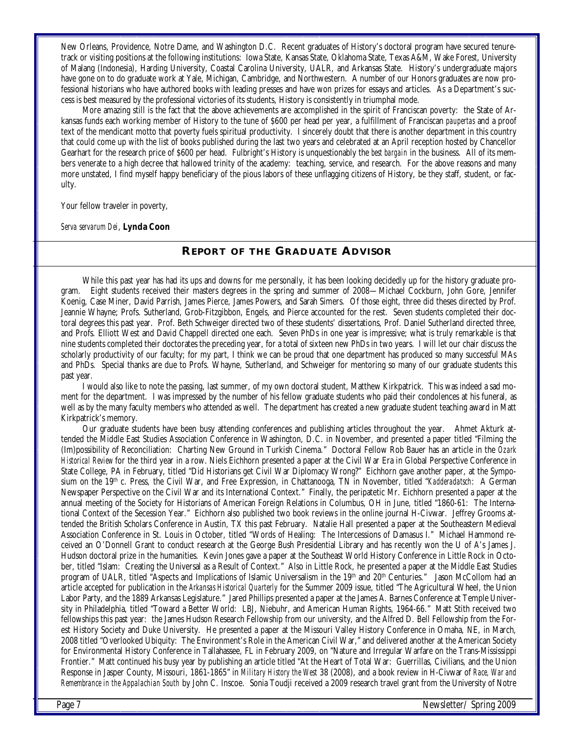New Orleans, Providence, Notre Dame, and Washington D.C. Recent graduates of History's doctoral program have secured tenure-track or visiting positions at the following institutions: Iowa State, Kansas State, Oklahoma State, Texas A&M, Wake Forest, University of Malang (Indonesia), Harding University, Coastal Carolina University, UALR, and Arkansas State. History's undergraduate majors have gone on to do graduate work at Yale, Michigan, Cambridge, and Northwestern. A number of our Honors graduates are now professional historians who have authored books with leading presses and have won prizes for essays and articles. As a Department's success is best measured by the professional victories of its students, History is consistently in triumphal mode.

More amazing still is the fact that the above achievements are accomplished in the spirit of Franciscan poverty: the State of Arkansas funds each working member of History to the tune of $600 per head per year, a fulfillment of Franciscan *paupertas* and a proof text of the mendicant motto that poverty fuels spiritual productivity. I sincerely doubt that there is another department in this country that could come up with the list of books published during the last two years and celebrated at an April reception hosted by Chancellor Gearhart for the research price of $600 per head. Fulbright's History is unquestionably the *best bargain* in the business. All of its members venerate to a high decree that hallowed trinity of the academy: teaching, service, and research. For the above reasons and many more unstated, I find myself happy beneficiary of the pious labors of these unflagging citizens of History, be they staff, student, or faculty.

Your fellow traveler in poverty,

*Serva servarum Dei*, **Lynda Coon**

## REPORT OF THE GRADUATE ADVISOR

While this past year has had its ups and downs for me personally, it has been looking decidedly up for the history graduate program. Eight students received their masters degrees in the spring and summer of 2008—Michael Cockburn, John Gore, Jennifer Koenig, Case Miner, David Parrish, James Pierce, James Powers, and Sarah Simers. Of those eight, three did theses directed by Prof. Jeannie Whayne; Profs. Sutherland, Grob-Fitzgibbon, Engels, and Pierce accounted for the rest. Seven students completed their doctoral degrees this past year. Prof. Beth Schweiger directed two of these students' dissertations, Prof. Daniel Sutherland directed three, and Profs. Elliott West and David Chappell directed one each. Seven PhDs in one year is impressive; what is truly remarkable is that nine students completed their doctorates the preceding year, for a total of sixteen new PhDs in two years. I will let our chair discuss the scholarly productivity of our faculty; for my part, I think we can be proud that one department has produced so many successful MAs and PhDs. Special thanks are due to Profs. Whayne, Sutherland, and Schweiger for mentoring so many of our graduate students this past year.

I would also like to note the passing, last summer, of my own doctoral student, Matthew Kirkpatrick. This was indeed a sad moment for the department. I was impressed by the number of his fellow graduate students who paid their condolences at his funeral, as well as by the many faculty members who attended as well. The department has created a new graduate student teaching award in Matt Kirkpatrick's memory.

Our graduate students have been busy attending conferences and publishing articles throughout the year. Ahmet Akturk attended the Middle East Studies Association Conference in Washington, D.C. in November, and presented a paper titled "Filming the (Im)possibility of Reconciliation: Charting New Ground in Turkish Cinema." Doctoral Fellow Rob Bauer has an article in the *Ozark Historical Review* for the third year in a row. Niels Eichhorn presented a paper at the Civil War Era in Global Perspective Conference in State College, PA in February, titled "Did Historians get Civil War Diplomacy Wrong?" Eichhorn gave another paper, at the Symposium on the 19th c. Press, the Civil War, and Free Expression, in Chattanooga, TN in November, titled "*Kadderadatsch*: A German Newspaper Perspective on the Civil War and its International Context." Finally, the peripatetic Mr. Eichhorn presented a paper at the annual meeting of the Society for Historians of American Foreign Relations in Columbus, OH in June, titled "1860-61: The International Context of the Secession Year." Eichhorn also published two book reviews in the online journal H-Civwar. Jeffrey Grooms attended the British Scholars Conference in Austin, TX this past February. Natalie Hall presented a paper at the Southeastern Medieval Association Conference in St. Louis in October, titled "Words of Healing: The Intercessions of Damasus I." Michael Hammond received an O'Donnell Grant to conduct research at the George Bush Presidential Library and has recently won the U of A's James J. Hudson doctoral prize in the humanities. Kevin Jones gave a paper at the Southeast World History Conference in Little Rock in October, titled "Islam: Creating the Universal as a Result of Context." Also in Little Rock, he presented a paper at the Middle East Studies program of UALR, titled "Aspects and Implications of Islamic Universalism in the 19th and 20th Centuries." Jason McCollom had an article accepted for publication in the *Arkansas Historical Quarterly* for the Summer 2009 issue, titled "The Agricultural Wheel, the Union Labor Party, and the 1889 Arkansas Legislature." Jared Phillips presented a paper at the James A. Barnes Conference at Temple University in Philadelphia, titled "Toward a Better World: LBJ, Niebuhr, and American Human Rights, 1964-66." Matt Stith received two fellowships this past year: the James Hudson Research Fellowship from our university, and the Alfred D. Bell Fellowship from the Forest History Society and Duke University. He presented a paper at the Missouri Valley History Conference in Omaha, NE, in March, 2008 titled "Overlooked Ubiquity: The Environment's Role in the American Civil War," and delivered another at the American Society for Environmental History Conference in Tallahassee, FL in February 2009, on "Nature and Irregular Warfare on the Trans-Mississippi Frontier." Matt continued his busy year by publishing an article titled "At the Heart of Total War: Guerrillas, Civilians, and the Union Response in Jasper County, Missouri, 1861-1865" in *Military History the West* 38 (2008), and a book review in H-Civwar of *Race, War and Remembrance in the Appalachian South* by John C. Inscoe. Sonia Toudji received a 2009 research travel grant from the University of Notre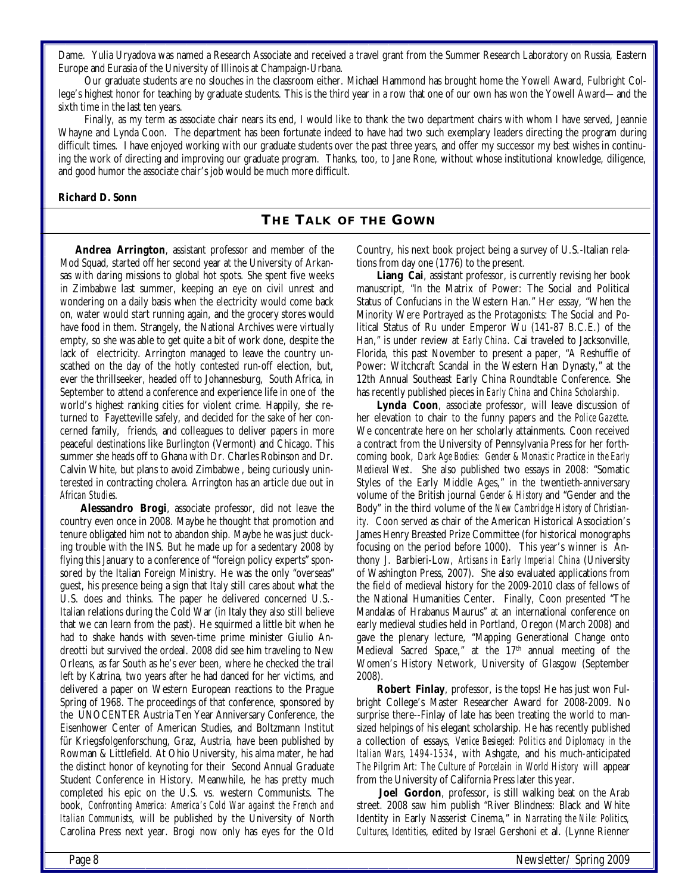Dame. Yulia Uryadova was named a Research Associate and received a travel grant from the Summer Research Laboratory on Russia, Eastern Europe and Eurasia of the University of Illinois at Champaign-Urbana.

Our graduate students are no slouches in the classroom either. Michael Hammond has brought home the Yowell Award, Fulbright College's highest honor for teaching by graduate students. This is the third year in a row that one of our own has won the Yowell Award—and the sixth time in the last ten years.

Finally, as my term as associate chair nears its end, I would like to thank the two department chairs with whom I have served, Jeannie Whayne and Lynda Coon. The department has been fortunate indeed to have had two such exemplary leaders directing the program during difficult times. I have enjoyed working with our graduate students over the past three years, and offer my successor my best wishes in continuing the work of directing and improving our graduate program. Thanks, too, to Jane Rone, without whose institutional knowledge, diligence, and good humor the associate chair's job would be much more difficult.

***Richard D. Sonn***

## THE TALK OF THE GOWN

**Andrea Arrington**, assistant professor and member of the Mod Squad, started off her second year at the University of Arkansas with daring missions to global hot spots. She spent five weeks in Zimbabwe last summer, keeping an eye on civil unrest and wondering on a daily basis when the electricity would come back on, water would start running again, and the grocery stores would have food in them. Strangely, the National Archives were virtually empty, so she was able to get quite a bit of work done, despite the lack of electricity. Arrington managed to leave the country unscathed on the day of the hotly contested run-off election, but, ever the thrillseeker, headed off to Johannesburg, South Africa, in September to attend a conference and experience life in one of the world's highest ranking cities for violent crime. Happily, she returned to Fayetteville safely, and decided for the sake of her concerned family, friends, and colleagues to deliver papers in more peaceful destinations like Burlington (Vermont) and Chicago. This summer she heads off to Ghana with Dr. Charles Robinson and Dr. Calvin White, but plans to avoid Zimbabwe , being curiously uninterested in contracting cholera. Arrington has an article due out in *African Studies*.

**Alessandro Brogi**, associate professor, did not leave the country even once in 2008. Maybe he thought that promotion and tenure obligated him not to abandon ship. Maybe he was just ducking trouble with the INS. But he made up for a sedentary 2008 by flying this January to a conference of "foreign policy experts" sponsored by the Italian Foreign Ministry. He was the only "overseas" guest, his presence being a sign that Italy still cares about what the U.S. does and thinks. The paper he delivered concerned U.S.-Italian relations during the Cold War (in Italy they also still believe that we can learn from the past). He squirmed a little bit when he had to shake hands with seven-time prime minister Giulio Andreotti but survived the ordeal. 2008 did see him traveling to New Orleans, as far South as he's ever been, where he checked the trail left by Katrina, two years after he had danced for her victims, and delivered a paper on Western European reactions to the Prague Spring of 1968. The proceedings of that conference, sponsored by the UNOCENTER Austria Ten Year Anniversary Conference, the Eisenhower Center of American Studies, and Boltzmann Institut für Kriegsfolgenforschung, Graz, Austria, have been published by Rowman & Littlefield. At Ohio University, his alma mater, he had the distinct honor of keynoting for their Second Annual Graduate Student Conference in History. Meanwhile, he has pretty much completed his epic on the U.S. vs. western Communists. The book, *Confronting America: America's Cold War against the French and Italian Communists*, will be published by the University of North Carolina Press next year. Brogi now only has eyes for the Old Country, his next book project being a survey of U.S.-Italian relations from day one (1776) to the present.

**Liang Cai**, assistant professor, is currently revising her book manuscript, "In the Matrix of Power: The Social and Political Status of Confucians in the Western Han." Her essay, "When the Minority Were Portrayed as the Protagonists: The Social and Political Status of Ru under Emperor Wu (141-87 B.C.E.) of the Han," is under review at *Early China*. Cai traveled to Jacksonville, Florida, this past November to present a paper, "A Reshuffle of Power: Witchcraft Scandal in the Western Han Dynasty," at the 12th Annual Southeast Early China Roundtable Conference. She has recently published pieces in *Early China* and *China Scholarship*.

**Lynda Coon**, associate professor, will leave discussion of her elevation to chair to the funny papers and the *Police Gazette*. We concentrate here on her scholarly attainments. Coon received a contract from the University of Pennsylvania Press for her forthcoming book, *Dark Age Bodies: Gender & Monastic Practice in the Early Medieval West*. She also published two essays in 2008: "Somatic Styles of the Early Middle Ages," in the twentieth-anniversary volume of the British journal *Gender & History* and "Gender and the Body" in the third volume of the *New Cambridge History of Christianity*. Coon served as chair of the American Historical Association's James Henry Breasted Prize Committee (for historical monographs focusing on the period before 1000). This year's winner is Anthony J. Barbieri-Low, *Artisans in Early Imperial China* (University of Washington Press, 2007). She also evaluated applications from the field of medieval history for the 2009-2010 class of fellows of the National Humanities Center. Finally, Coon presented "The Mandalas of Hrabanus Maurus" at an international conference on early medieval studies held in Portland, Oregon (March 2008) and gave the plenary lecture, "Mapping Generational Change onto Medieval Sacred Space," at the 17th annual meeting of the Women's History Network, University of Glasgow (September 2008).

**Robert Finlay**, professor, is the tops! He has just won Fulbright College's Master Researcher Award for 2008-2009. No surprise there--Finlay of late has been treating the world to man-sized helpings of his elegant scholarship. He has recently published a collection of essays, *Venice Besieged: Politics and Diplomacy in the Italian Wars, 1494-1534*, with Ashgate, and his much-anticipated *The Pilgrim Art: The Culture of Porcelain in World History* will appear from the University of California Press later this year.

**Joel Gordon**, professor, is still walking beat on the Arab street. 2008 saw him publish "River Blindness: Black and White Identity in Early Nasserist Cinema," in *Narrating the Nile: Politics, Cultures, Identities*, edited by Israel Gershoni et al. (Lynne Rienner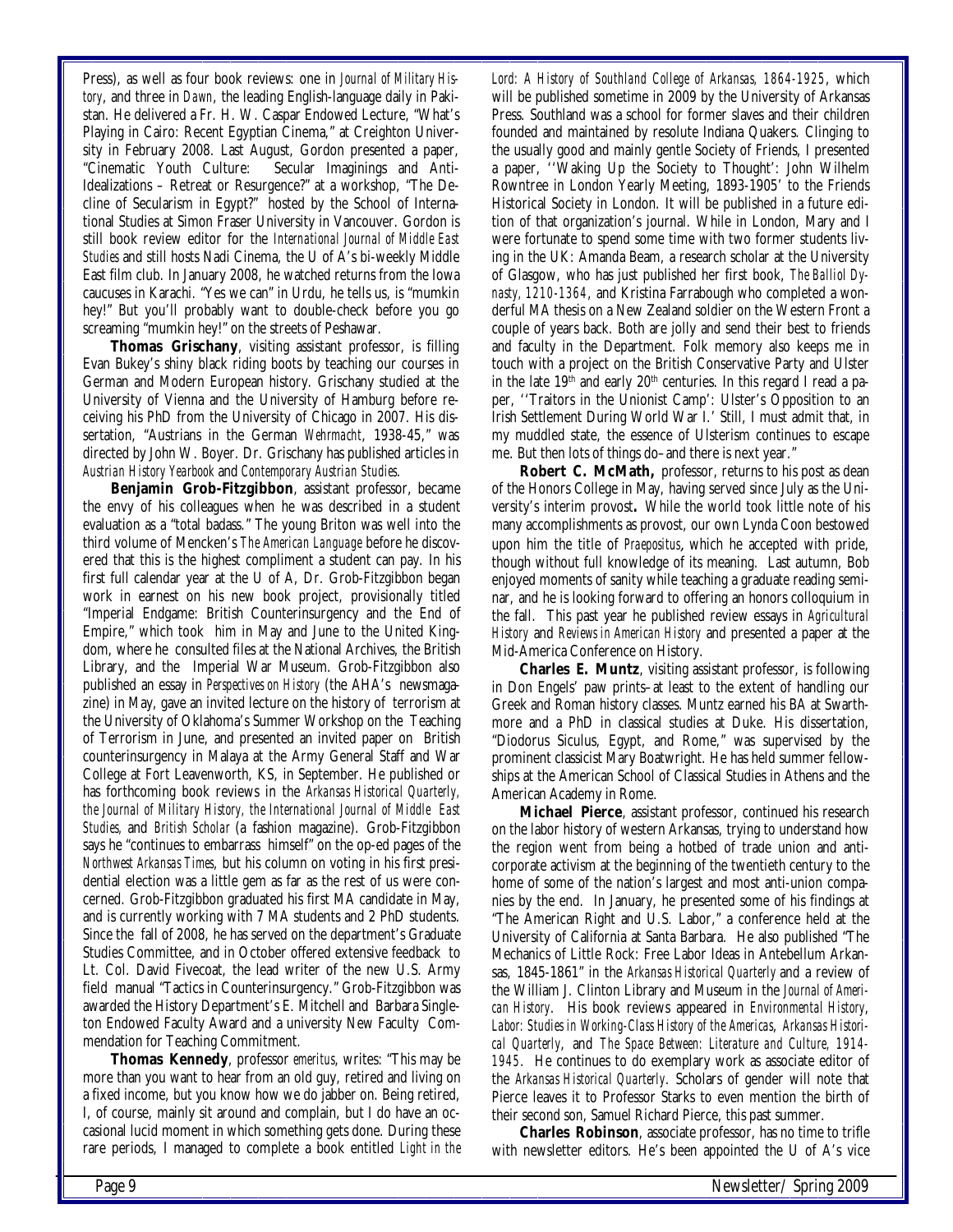Press), as well as four book reviews: one in *Journal of Military History*, and three in *Dawn*, the leading English-language daily in Pakistan. He delivered a Fr. H. W. Caspar Endowed Lecture, "What's Playing in Cairo: Recent Egyptian Cinema," at Creighton University in February 2008. Last August, Gordon presented a paper, "Cinematic Youth Culture: Secular Imaginings and Anti-Idealizations – Retreat or Resurgence?" at a workshop, "The Decline of Secularism in Egypt?" hosted by the School of International Studies at Simon Fraser University in Vancouver. Gordon is still book review editor for the *International Journal of Middle East Studies* and still hosts Nadi Cinema, the U of A's bi-weekly Middle East film club. In January 2008, he watched returns from the Iowa caucuses in Karachi. "Yes we can" in Urdu, he tells us, is "mumkin hey!" But you'll probably want to double-check before you go screaming "mumkin hey!" on the streets of Peshawar.

**Thomas Grischany**, visiting assistant professor, is filling Evan Bukey's shiny black riding boots by teaching our courses in German and Modern European history. Grischany studied at the University of Vienna and the University of Hamburg before receiving his PhD from the University of Chicago in 2007. His dissertation, "Austrians in the German *Wehrmacht*, 1938-45," was directed by John W. Boyer. Dr. Grischany has published articles in *Austrian History Yearbook* and *Contemporary Austrian Studies*.

**Benjamin Grob-Fitzgibbon**, assistant professor, became the envy of his colleagues when he was described in a student evaluation as a "total badass." The young Briton was well into the third volume of Mencken's *The American Language* before he discovered that this is the highest compliment a student can pay. In his first full calendar year at the U of A, Dr. Grob-Fitzgibbon began work in earnest on his new book project, provisionally titled "Imperial Endgame: British Counterinsurgency and the End of Empire," which took him in May and June to the United Kingdom, where he consulted files at the National Archives, the British Library, and the Imperial War Museum. Grob-Fitzgibbon also published an essay in *Perspectives on History* (the AHA's newsmagazine) in May, gave an invited lecture on the history of terrorism at the University of Oklahoma's Summer Workshop on the Teaching of Terrorism in June, and presented an invited paper on British counterinsurgency in Malaya at the Army General Staff and War College at Fort Leavenworth, KS, in September. He published or has forthcoming book reviews in the *Arkansas Historical Quarterly, the Journal of Military History, the International Journal of Middle East Studies,* and *British Scholar* (a fashion magazine). Grob-Fitzgibbon says he "continues to embarrass himself" on the op-ed pages of the *Northwest Arkansas Times*, but his column on voting in his first presidential election was a little gem as far as the rest of us were concerned. Grob-Fitzgibbon graduated his first MA candidate in May, and is currently working with 7 MA students and 2 PhD students. Since the fall of 2008, he has served on the department's Graduate Studies Committee, and in October offered extensive feedback to Lt. Col. David Fivecoat, the lead writer of the new U.S. Army field manual "Tactics in Counterinsurgency." Grob-Fitzgibbon was awarded the History Department's E. Mitchell and Barbara Singleton Endowed Faculty Award and a university New Faculty Commendation for Teaching Commitment.

**Thomas Kennedy**, professor *emeritus*, writes: "This may be more than you want to hear from an old guy, retired and living on a fixed income, but you know how we do jabber on. Being retired, I, of course, mainly sit around and complain, but I do have an occasional lucid moment in which something gets done. During these rare periods, I managed to complete a book entitled *Light in the Lord: A History of Southland College of Arkansas, 1864-1925*, which will be published sometime in 2009 by the University of Arkansas Press. Southland was a school for former slaves and their children founded and maintained by resolute Indiana Quakers. Clinging to the usually good and mainly gentle Society of Friends, I presented a paper, ''Waking Up the Society to Thought': John Wilhelm Rowntree in London Yearly Meeting, 1893-1905' to the Friends Historical Society in London. It will be published in a future edition of that organization's journal. While in London, Mary and I were fortunate to spend some time with two former students living in the UK: Amanda Beam, a research scholar at the University of Glasgow, who has just published her first book, *The Balliol Dynasty, 1210-1364*, and Kristina Farrabough who completed a wonderful MA thesis on a New Zealand soldier on the Western Front a couple of years back. Both are jolly and send their best to friends and faculty in the Department. Folk memory also keeps me in touch with a project on the British Conservative Party and Ulster in the late 19th and early 20th centuries. In this regard I read a paper, ''Traitors in the Unionist Camp': Ulster's Opposition to an Irish Settlement During World War I.' Still, I must admit that, in my muddled state, the essence of Ulsterism continues to escape me. But then lots of things do–and there is next year."

**Robert C. McMath,** professor, returns to his post as dean of the Honors College in May, having served since July as the University's interim provost**.** While the world took little note of his many accomplishments as provost, our own Lynda Coon bestowed upon him the title of *Praepositus*, which he accepted with pride, though without full knowledge of its meaning. Last autumn, Bob enjoyed moments of sanity while teaching a graduate reading seminar, and he is looking forward to offering an honors colloquium in the fall. This past year he published review essays in *Agricultural History* and *Reviews in American History* and presented a paper at the Mid-America Conference on History.

**Charles E. Muntz**, visiting assistant professor, is following in Don Engels' paw prints–at least to the extent of handling our Greek and Roman history classes. Muntz earned his BA at Swarthmore and a PhD in classical studies at Duke. His dissertation, "Diodorus Siculus, Egypt, and Rome," was supervised by the prominent classicist Mary Boatwright. He has held summer fellowships at the American School of Classical Studies in Athens and the American Academy in Rome.

**Michael Pierce**, assistant professor, continued his research on the labor history of western Arkansas, trying to understand how the region went from being a hotbed of trade union and anti-corporate activism at the beginning of the twentieth century to the home of some of the nation's largest and most anti-union companies by the end. In January, he presented some of his findings at "The American Right and U.S. Labor," a conference held at the University of California at Santa Barbara. He also published "The Mechanics of Little Rock: Free Labor Ideas in Antebellum Arkansas, 1845-1861" in the *Arkansas Historical Quarterly* and a review of the William J. Clinton Library and Museum in the *Journal of American History*. His book reviews appeared in *Environmental History*, *Labor: Studies in Working-Class History of the Americas*, *Arkansas Historical Quarterly*, and *The Space Between: Literature and Culture, 1914-1945*. He continues to do exemplary work as associate editor of the *Arkansas Historical Quarterly*. Scholars of gender will note that Pierce leaves it to Professor Starks to even mention the birth of their second son, Samuel Richard Pierce, this past summer.

**Charles Robinson**, associate professor, has no time to trifle with newsletter editors. He's been appointed the U of A's vice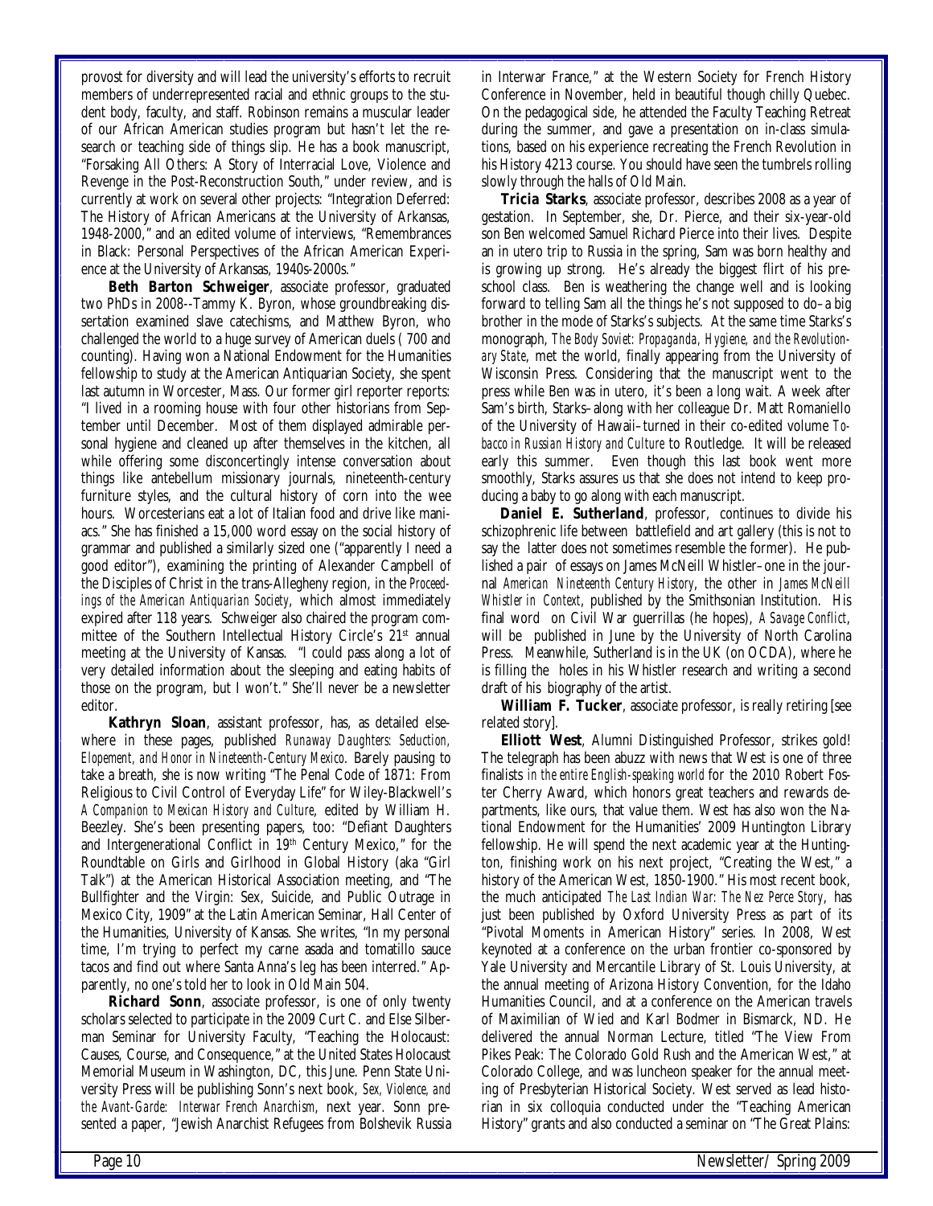provost for diversity and will lead the university's efforts to recruit members of underrepresented racial and ethnic groups to the student body, faculty, and staff. Robinson remains a muscular leader of our African American studies program but hasn't let the research or teaching side of things slip. He has a book manuscript, "Forsaking All Others: A Story of Interracial Love, Violence and Revenge in the Post-Reconstruction South," under review, and is currently at work on several other projects: "Integration Deferred: The History of African Americans at the University of Arkansas, 1948-2000," and an edited volume of interviews, "Remembrances in Black: Personal Perspectives of the African American Experience at the University of Arkansas, 1940s-2000s."

**Beth Barton Schweiger**, associate professor, graduated two PhDs in 2008--Tammy K. Byron, whose groundbreaking dissertation examined slave catechisms, and Matthew Byron, who challenged the world to a huge survey of American duels ( 700 and counting). Having won a National Endowment for the Humanities fellowship to study at the American Antiquarian Society, she spent last autumn in Worcester, Mass. Our former girl reporter reports: "I lived in a rooming house with four other historians from September until December. Most of them displayed admirable personal hygiene and cleaned up after themselves in the kitchen, all while offering some disconcertingly intense conversation about things like antebellum missionary journals, nineteenth-century furniture styles, and the cultural history of corn into the wee hours. Worcesterians eat a lot of Italian food and drive like maniacs." She has finished a 15,000 word essay on the social history of grammar and published a similarly sized one ("apparently I need a good editor"), examining the printing of Alexander Campbell of the Disciples of Christ in the trans-Allegheny region, in the *Proceedings of the American Antiquarian Society*, which almost immediately expired after 118 years. Schweiger also chaired the program committee of the Southern Intellectual History Circle's 21st annual meeting at the University of Kansas. "I could pass along a lot of very detailed information about the sleeping and eating habits of those on the program, but I won't." She'll never be a newsletter editor.

**Kathryn Sloan**, assistant professor, has, as detailed elsewhere in these pages, published *Runaway Daughters: Seduction, Elopement, and Honor in Nineteenth-Century Mexico*. Barely pausing to take a breath, she is now writing "The Penal Code of 1871: From Religious to Civil Control of Everyday Life" for Wiley-Blackwell's *A Companion to Mexican History and Culture*, edited by William H. Beezley. She's been presenting papers, too: "Defiant Daughters and Intergenerational Conflict in 19th Century Mexico," for the Roundtable on Girls and Girlhood in Global History (aka "Girl Talk") at the American Historical Association meeting, and "The Bullfighter and the Virgin: Sex, Suicide, and Public Outrage in Mexico City, 1909" at the Latin American Seminar, Hall Center of the Humanities, University of Kansas. She writes, "In my personal time, I'm trying to perfect my carne asada and tomatillo sauce tacos and find out where Santa Anna's leg has been interred." Apparently, no one's told her to look in Old Main 504.

**Richard Sonn**, associate professor, is one of only twenty scholars selected to participate in the 2009 Curt C. and Else Silberman Seminar for University Faculty, "Teaching the Holocaust: Causes, Course, and Consequence," at the United States Holocaust Memorial Museum in Washington, DC, this June. Penn State University Press will be publishing Sonn's next book, *Sex, Violence, and the Avant-Garde: Interwar French Anarchism*, next year. Sonn presented a paper, "Jewish Anarchist Refugees from Bolshevik Russia in Interwar France," at the Western Society for French History Conference in November, held in beautiful though chilly Quebec. On the pedagogical side, he attended the Faculty Teaching Retreat during the summer, and gave a presentation on in-class simulations, based on his experience recreating the French Revolution in his History 4213 course. You should have seen the tumbrels rolling slowly through the halls of Old Main.

**Tricia Starks**, associate professor, describes 2008 as a year of gestation. In September, she, Dr. Pierce, and their six-year-old son Ben welcomed Samuel Richard Pierce into their lives. Despite an in utero trip to Russia in the spring, Sam was born healthy and is growing up strong. He's already the biggest flirt of his preschool class. Ben is weathering the change well and is looking forward to telling Sam all the things he's not supposed to do–a big brother in the mode of Starks's subjects. At the same time Starks's monograph, *The Body Soviet: Propaganda, Hygiene, and the Revolutionary State*, met the world, finally appearing from the University of Wisconsin Press. Considering that the manuscript went to the press while Ben was in utero, it's been a long wait. A week after Sam's birth, Starks–along with her colleague Dr. Matt Romaniello of the University of Hawaii–turned in their co-edited volume *Tobacco in Russian History and Culture* to Routledge. It will be released early this summer. Even though this last book went more smoothly, Starks assures us that she does not intend to keep producing a baby to go along with each manuscript.

**Daniel E. Sutherland**, professor, continues to divide his schizophrenic life between battlefield and art gallery (this is not to say the latter does not sometimes resemble the former). He published a pair of essays on James McNeill Whistler–one in the journal *American Nineteenth Century History*, the other in *James McNeill Whistler in Context*, published by the Smithsonian Institution. His final word on Civil War guerrillas (he hopes), *A Savage Conflict*, will be published in June by the University of North Carolina Press. Meanwhile, Sutherland is in the UK (on OCDA), where he is filling the holes in his Whistler research and writing a second draft of his biography of the artist.

**William F. Tucker**, associate professor, is really retiring [see related story].

**Elliott West**, Alumni Distinguished Professor, strikes gold! The telegraph has been abuzz with news that West is one of three finalists *in the entire English-speaking world* for the 2010 Robert Foster Cherry Award, which honors great teachers and rewards departments, like ours, that value them. West has also won the National Endowment for the Humanities' 2009 Huntington Library fellowship. He will spend the next academic year at the Huntington, finishing work on his next project, "Creating the West," a history of the American West, 1850-1900." His most recent book, the much anticipated *The Last Indian War: The Nez Perce Story*, has just been published by Oxford University Press as part of its "Pivotal Moments in American History" series. In 2008, West keynoted at a conference on the urban frontier co-sponsored by Yale University and Mercantile Library of St. Louis University, at the annual meeting of Arizona History Convention, for the Idaho Humanities Council, and at a conference on the American travels of Maximilian of Wied and Karl Bodmer in Bismarck, ND. He delivered the annual Norman Lecture, titled "The View From Pikes Peak: The Colorado Gold Rush and the American West," at Colorado College, and was luncheon speaker for the annual meeting of Presbyterian Historical Society. West served as lead historian in six colloquia conducted under the "Teaching American History" grants and also conducted a seminar on "The Great Plains: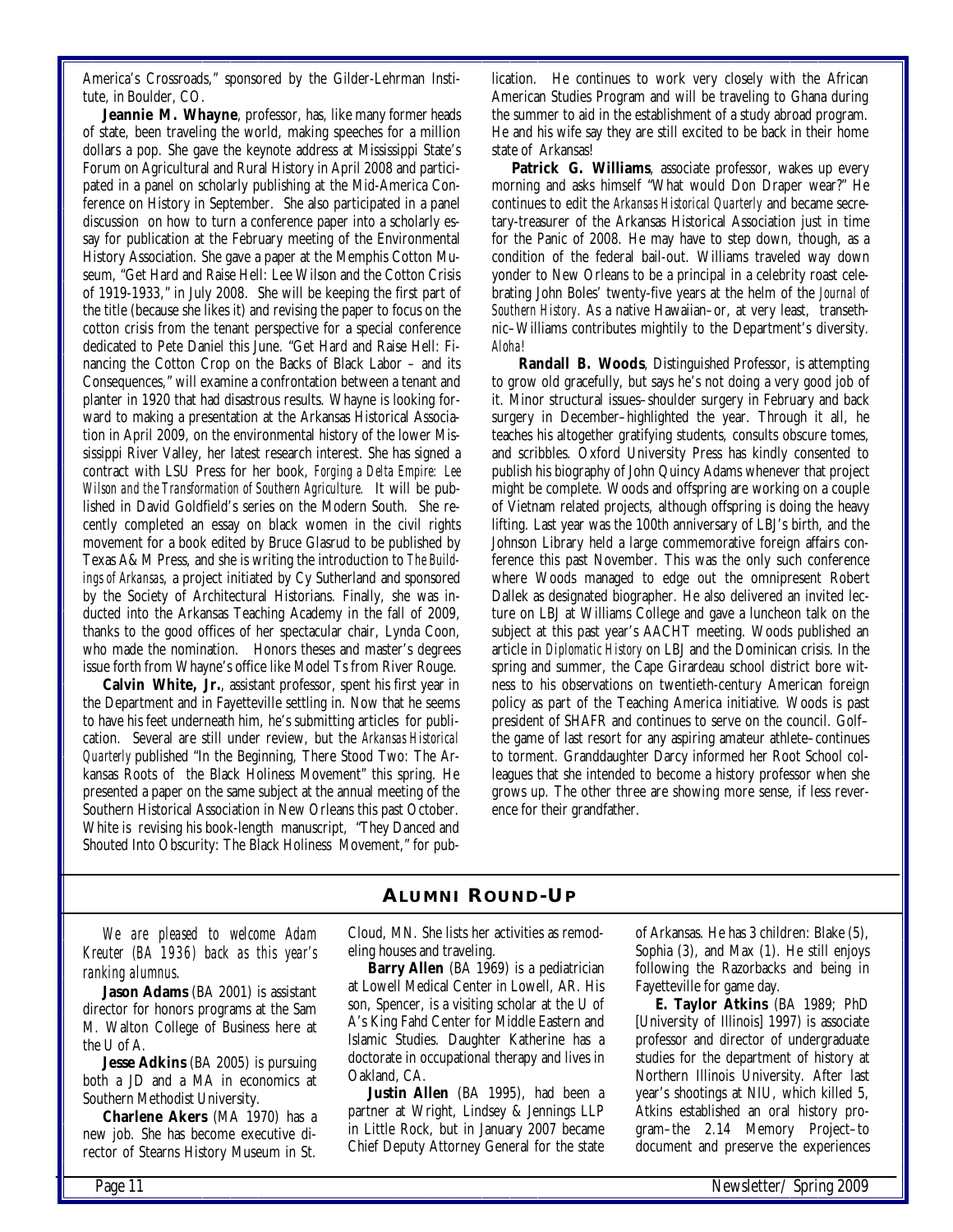America's Crossroads," sponsored by the Gilder-Lehrman Institute, in Boulder, CO.

**Jeannie M. Whayne**, professor, has, like many former heads of state, been traveling the world, making speeches for a million dollars a pop. She gave the keynote address at Mississippi State's Forum on Agricultural and Rural History in April 2008 and participated in a panel on scholarly publishing at the Mid-America Conference on History in September. She also participated in a panel discussion on how to turn a conference paper into a scholarly essay for publication at the February meeting of the Environmental History Association. She gave a paper at the Memphis Cotton Museum, "Get Hard and Raise Hell: Lee Wilson and the Cotton Crisis of 1919-1933," in July 2008. She will be keeping the first part of the title (because she likes it) and revising the paper to focus on the cotton crisis from the tenant perspective for a special conference dedicated to Pete Daniel this June. "Get Hard and Raise Hell: Financing the Cotton Crop on the Backs of Black Labor – and its Consequences," will examine a confrontation between a tenant and planter in 1920 that had disastrous results. Whayne is looking forward to making a presentation at the Arkansas Historical Association in April 2009, on the environmental history of the lower Mississippi River Valley, her latest research interest. She has signed a contract with LSU Press for her book, *Forging a Delta Empire: Lee Wilson and the Transformation of Southern Agriculture*. It will be published in David Goldfield's series on the Modern South. She recently completed an essay on black women in the civil rights movement for a book edited by Bruce Glasrud to be published by Texas A&M Press, and she is writing the introduction to *The Buildings of Arkansas*, a project initiated by Cy Sutherland and sponsored by the Society of Architectural Historians. Finally, she was inducted into the Arkansas Teaching Academy in the fall of 2009, thanks to the good offices of her spectacular chair, Lynda Coon, who made the nomination. Honors theses and master's degrees issue forth from Whayne's office like Model Ts from River Rouge.

**Calvin White, Jr.**, assistant professor, spent his first year in the Department and in Fayetteville settling in. Now that he seems to have his feet underneath him, he's submitting articles for publication. Several are still under review, but the *Arkansas Historical Quarterly* published "In the Beginning, There Stood Two: The Arkansas Roots of the Black Holiness Movement" this spring. He presented a paper on the same subject at the annual meeting of the Southern Historical Association in New Orleans this past October. White is revising his book-length manuscript, "They Danced and Shouted Into Obscurity: The Black Holiness Movement," for publication. He continues to work very closely with the African American Studies Program and will be traveling to Ghana during the summer to aid in the establishment of a study abroad program. He and his wife say they are still excited to be back in their home state of Arkansas!

**Patrick G. Williams**, associate professor, wakes up every morning and asks himself "What would Don Draper wear?" He continues to edit the *Arkansas Historical Quarterly* and became secretary-treasurer of the Arkansas Historical Association just in time for the Panic of 2008. He may have to step down, though, as a condition of the federal bail-out. Williams traveled way down yonder to New Orleans to be a principal in a celebrity roast celebrating John Boles' twenty-five years at the helm of the *Journal of Southern History*. As a native Hawaiian–or, at very least, transethnic–Williams contributes mightily to the Department's diversity. *Aloha!*

**Randall B. Woods**, Distinguished Professor, is attempting to grow old gracefully, but says he's not doing a very good job of it. Minor structural issues–shoulder surgery in February and back surgery in December–highlighted the year. Through it all, he teaches his altogether gratifying students, consults obscure tomes, and scribbles. Oxford University Press has kindly consented to publish his biography of John Quincy Adams whenever that project might be complete. Woods and offspring are working on a couple of Vietnam related projects, although offspring is doing the heavy lifting. Last year was the 100th anniversary of LBJ's birth, and the Johnson Library held a large commemorative foreign affairs conference this past November. This was the only such conference where Woods managed to edge out the omnipresent Robert Dallek as designated biographer. He also delivered an invited lecture on LBJ at Williams College and gave a luncheon talk on the subject at this past year's AACHT meeting. Woods published an article in *Diplomatic History* on LBJ and the Dominican crisis. In the spring and summer, the Cape Girardeau school district bore witness to his observations on twentieth-century American foreign policy as part of the Teaching America initiative. Woods is past president of SHAFR and continues to serve on the council. Golf–the game of last resort for any aspiring amateur athlete–continues to torment. Granddaughter Darcy informed her Root School colleagues that she intended to become a history professor when she grows up. The other three are showing more sense, if less reverence for their grandfather.

## Alumni Round-Up

*We are pleased to welcome Adam Kreuter (BA 1936) back as this year's ranking alumnus.*

**Jason Adams** (BA 2001) is assistant director for honors programs at the Sam M. Walton College of Business here at the U of A.

**Jesse Adkins** (BA 2005) is pursuing both a JD and a MA in economics at Southern Methodist University.

**Charlene Akers** (MA 1970) has a new job. She has become executive director of Stearns History Museum in St. Cloud, MN. She lists her activities as remodeling houses and traveling.

**Barry Allen** (BA 1969) is a pediatrician at Lowell Medical Center in Lowell, AR. His son, Spencer, is a visiting scholar at the U of A's King Fahd Center for Middle Eastern and Islamic Studies. Daughter Katherine has a doctorate in occupational therapy and lives in Oakland, CA.

**Justin Allen** (BA 1995), had been a partner at Wright, Lindsey & Jennings LLP in Little Rock, but in January 2007 became Chief Deputy Attorney General for the state of Arkansas. He has 3 children: Blake (5), Sophia (3), and Max (1). He still enjoys following the Razorbacks and being in Fayetteville for game day.

**E. Taylor Atkins** (BA 1989; PhD [University of Illinois] 1997) is associate professor and director of undergraduate studies for the department of history at Northern Illinois University. After last year's shootings at NIU, which killed 5, Atkins established an oral history program–the 2.14 Memory Project–to document and preserve the experiences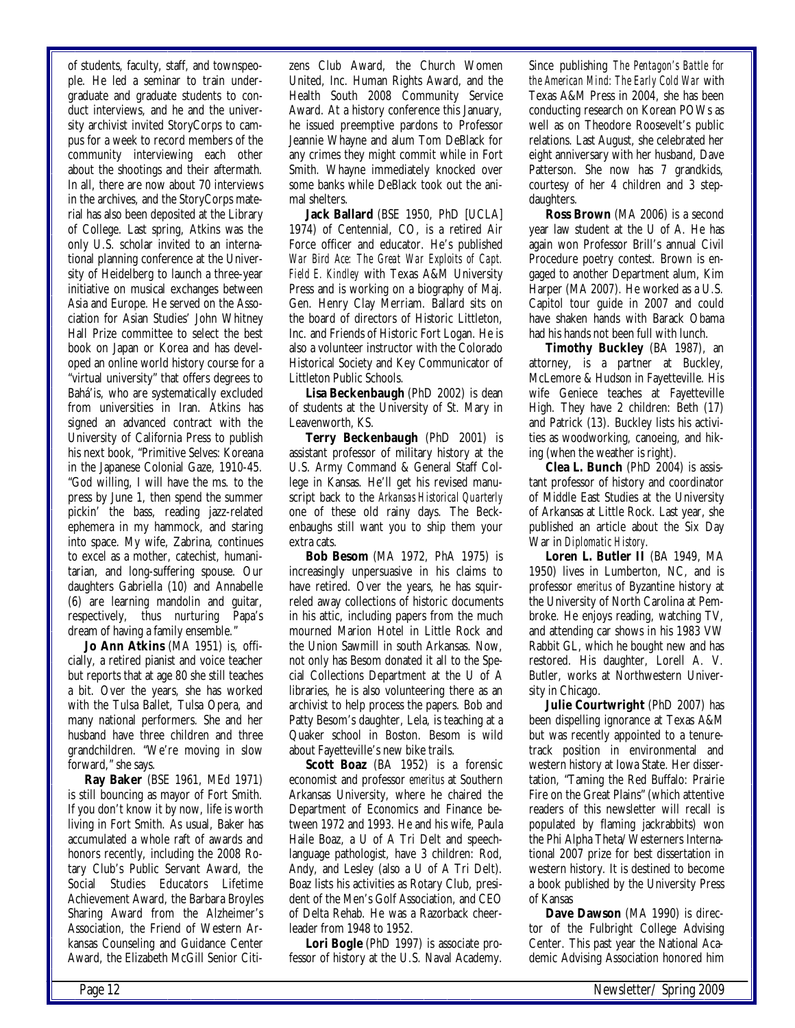of students, faculty, staff, and townspeople. He led a seminar to train undergraduate and graduate students to conduct interviews, and he and the university archivist invited StoryCorps to campus for a week to record members of the community interviewing each other about the shootings and their aftermath. In all, there are now about 70 interviews in the archives, and the StoryCorps material has also been deposited at the Library of College. Last spring, Atkins was the only U.S. scholar invited to an international planning conference at the University of Heidelberg to launch a three-year initiative on musical exchanges between Asia and Europe. He served on the Association for Asian Studies' John Whitney Hall Prize committee to select the best book on Japan or Korea and has developed an online world history course for a "virtual university" that offers degrees to Bahá'is, who are systematically excluded from universities in Iran. Atkins has signed an advanced contract with the University of California Press to publish his next book, "Primitive Selves: Koreana in the Japanese Colonial Gaze, 1910-45. "God willing, I will have the ms. to the press by June 1, then spend the summer pickin' the bass, reading jazz-related ephemera in my hammock, and staring into space. My wife, Zabrina, continues to excel as a mother, catechist, humanitarian, and long-suffering spouse. Our daughters Gabriella (10) and Annabelle (6) are learning mandolin and guitar, respectively, thus nurturing Papa's dream of having a family ensemble."

**Jo Ann Atkins** (MA 1951) is, officially, a retired pianist and voice teacher but reports that at age 80 she still teaches a bit. Over the years, she has worked with the Tulsa Ballet, Tulsa Opera, and many national performers. She and her husband have three children and three grandchildren. "We're moving in slow forward," she says.

**Ray Baker** (BSE 1961, MEd 1971) is still bouncing as mayor of Fort Smith. If you don't know it by now, life is worth living in Fort Smith. As usual, Baker has accumulated a whole raft of awards and honors recently, including the 2008 Rotary Club's Public Servant Award, the Social Studies Educators Lifetime Achievement Award, the Barbara Broyles Sharing Award from the Alzheimer's Association, the Friend of Western Arkansas Counseling and Guidance Center Award, the Elizabeth McGill Senior Citizens Club Award, the Church Women United, Inc. Human Rights Award, and the Health South 2008 Community Service Award. At a history conference this January, he issued preemptive pardons to Professor Jeannie Whayne and alum Tom DeBlack for any crimes they might commit while in Fort Smith. Whayne immediately knocked over some banks while DeBlack took out the animal shelters.

**Jack Ballard** (BSE 1950, PhD [UCLA] 1974) of Centennial, CO, is a retired Air Force officer and educator. He's published *War Bird Ace: The Great War Exploits of Capt. Field E. Kindley* with Texas A&M University Press and is working on a biography of Maj. Gen. Henry Clay Merriam. Ballard sits on the board of directors of Historic Littleton, Inc. and Friends of Historic Fort Logan. He is also a volunteer instructor with the Colorado Historical Society and Key Communicator of Littleton Public Schools.

**Lisa Beckenbaugh** (PhD 2002) is dean of students at the University of St. Mary in Leavenworth, KS.

**Terry Beckenbaugh** (PhD 2001) is assistant professor of military history at the U.S. Army Command & General Staff College in Kansas. He'll get his revised manuscript back to the *Arkansas Historical Quarterly* one of these old rainy days. The Beckenbaughs still want you to ship them your extra cats.

**Bob Besom** (MA 1972, PhA 1975) is increasingly unpersuasive in his claims to have retired. Over the years, he has squirreled away collections of historic documents in his attic, including papers from the much mourned Marion Hotel in Little Rock and the Union Sawmill in south Arkansas. Now, not only has Besom donated it all to the Special Collections Department at the U of A libraries, he is also volunteering there as an archivist to help process the papers. Bob and Patty Besom's daughter, Lela, is teaching at a Quaker school in Boston. Besom is wild about Fayetteville's new bike trails.

**Scott Boaz** (BA 1952) is a forensic economist and professor *emeritus* at Southern Arkansas University, where he chaired the Department of Economics and Finance between 1972 and 1993. He and his wife, Paula Haile Boaz, a U of A Tri Delt and speech-language pathologist, have 3 children: Rod, Andy, and Lesley (also a U of A Tri Delt). Boaz lists his activities as Rotary Club, president of the Men's Golf Association, and CEO of Delta Rehab. He was a Razorback cheerleader from 1948 to 1952.

**Lori Bogle** (PhD 1997) is associate professor of history at the U.S. Naval Academy. Since publishing *The Pentagon's Battle for the American Mind: The Early Cold War* with Texas A&M Press in 2004, she has been conducting research on Korean POWs as well as on Theodore Roosevelt's public relations. Last August, she celebrated her eight anniversary with her husband, Dave Patterson. She now has 7 grandkids, courtesy of her 4 children and 3 stepdaughters.

**Ross Brown** (MA 2006) is a second year law student at the U of A. He has again won Professor Brill's annual Civil Procedure poetry contest. Brown is engaged to another Department alum, Kim Harper (MA 2007). He worked as a U.S. Capitol tour guide in 2007 and could have shaken hands with Barack Obama had his hands not been full with lunch.

**Timothy Buckley** (BA 1987), an attorney, is a partner at Buckley, McLemore & Hudson in Fayetteville. His wife Geniece teaches at Fayetteville High. They have 2 children: Beth (17) and Patrick (13). Buckley lists his activities as woodworking, canoeing, and hiking (when the weather is right).

**Clea L. Bunch** (PhD 2004) is assistant professor of history and coordinator of Middle East Studies at the University of Arkansas at Little Rock. Last year, she published an article about the Six Day War in *Diplomatic History*.

**Loren L. Butler II** (BA 1949, MA 1950) lives in Lumberton, NC, and is professor *emeritus* of Byzantine history at the University of North Carolina at Pembroke. He enjoys reading, watching TV, and attending car shows in his 1983 VW Rabbit GL, which he bought new and has restored. His daughter, Lorell A. V. Butler, works at Northwestern University in Chicago.

**Julie Courtwright** (PhD 2007) has been dispelling ignorance at Texas A&M but was recently appointed to a tenure-track position in environmental and western history at Iowa State. Her dissertation, "Taming the Red Buffalo: Prairie Fire on the Great Plains" (which attentive readers of this newsletter will recall is populated by flaming jackrabbits) won the Phi Alpha Theta/Westerners International 2007 prize for best dissertation in western history. It is destined to become a book published by the University Press of Kansas

**Dave Dawson** (MA 1990) is director of the Fulbright College Advising Center. This past year the National Academic Advising Association honored him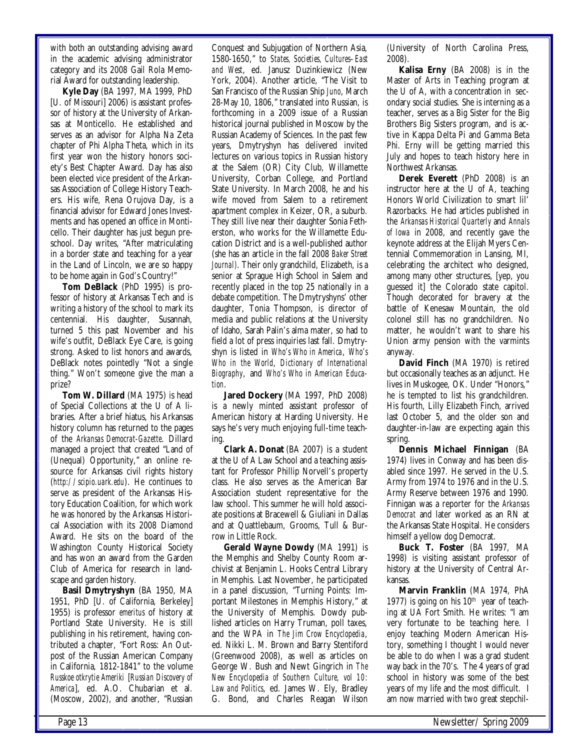with both an outstanding advising award in the academic advising administrator category and its 2008 Gail Rola Memorial Award for outstanding leadership.

**Kyle Day** (BA 1997, MA 1999, PhD [U. of Missouri] 2006) is assistant professor of history at the University of Arkansas at Monticello. He established and serves as an advisor for Alpha Nu Zeta chapter of Phi Alpha Theta, which in its first year won the history honors society's Best Chapter Award. Day has also been elected vice president of the Arkansas Association of College History Teachers. His wife, Rena Orujova Day, is a financial advisor for Edward Jones Investments and has opened an office in Monticello. Their daughter has just begun preschool. Day writes, "After matriculating in a border state and teaching for a year in the Land of Lincoln, we are so happy to be home again in God's Country!"

**Tom DeBlack** (PhD 1995) is professor of history at Arkansas Tech and is writing a history of the school to mark its centennial. His daughter, Susannah, turned 5 this past November and his wife's outfit, DeBlack Eye Care, is going strong. Asked to list honors and awards, DeBlack notes pointedly "Not a single thing." Won't someone give the man a prize?

**Tom W. Dillard** (MA 1975) is head of Special Collections at the U of A libraries. After a brief hiatus, his Arkansas history column has returned to the pages of the *Arkansas Democrat-Gazette*. Dillard managed a project that created "Land of (Unequal) Opportunity," an online resource for Arkansas civil rights history (*http://scipio.uark.edu*). He continues to serve as president of the Arkansas History Education Coalition, for which work he was honored by the Arkansas Historical Association with its 2008 Diamond Award. He sits on the board of the Washington County Historical Society and has won an award from the Garden Club of America for research in landscape and garden history.

**Basil Dmytryshyn** (BA 1950, MA 1951, PhD [U. of California, Berkeley] 1955) is professor *emeritus* of history at Portland State University. He is still publishing in his retirement, having contributed a chapter, "Fort Ross: An Outpost of the Russian American Company in California, 1812-1841" to the volume *Russkoe otkrytie Ameriki* [*Russian Discovery of America*], ed. A.O. Chubarian et al. (Moscow, 2002), and another, "Russian Conquest and Subjugation of Northern Asia, 1580-1650," to *States, Societies, Cultures–East and West*, ed. Janusz Duzinkiewicz (New York, 2004). Another article, "The Visit to San Francisco of the Russian Ship *Juno*, March 28-May 10, 1806," translated into Russian, is forthcoming in a 2009 issue of a Russian historical journal published in Moscow by the Russian Academy of Sciences. In the past few years, Dmytryshyn has delivered invited lectures on various topics in Russian history at the Salem (OR) City Club, Willamette University, Corban College, and Portland State University. In March 2008, he and his wife moved from Salem to a retirement apartment complex in Keizer, OR, a suburb. They still live near their daughter Sonia Fetherston, who works for the Willamette Education District and is a well-published author (she has an article in the fall 2008 *Baker Street Journal*). Their only grandchild, Elizabeth, is a senior at Sprague High School in Salem and recently placed in the top 25 nationally in a debate competition. The Dmytryshyns' other daughter, Tonia Thompson, is director of media and public relations at the University of Idaho, Sarah Palin's alma mater, so had to field a lot of press inquiries last fall. Dmytryshyn is listed in *Who's Who in America*, *Who's Who in the World*, *Dictionary of International Biography*, and *Who's Who in American Education*.

**Jared Dockery** (MA 1997, PhD 2008) is a newly minted assistant professor of American history at Harding University. He says he's very much enjoying full-time teaching.

**Clark A. Donat** (BA 2007) is a student at the U of A Law School and a teaching assistant for Professor Phillip Norvell's property class. He also serves as the American Bar Association student representative for the law school. This summer he will hold associate positions at Bracewell & Giuliani in Dallas and at Quattlebaum, Grooms, Tull & Burrow in Little Rock.

**Gerald Wayne Dowdy** (MA 1991) is the Memphis and Shelby County Room archivist at Benjamin L. Hooks Central Library in Memphis. Last November, he participated in a panel discussion, "Turning Points: Important Milestones in Memphis History," at the University of Memphis. Dowdy published articles on Harry Truman, poll taxes, and the WPA in *The Jim Crow Encyclopedia*, ed. Nikki L. M. Brown and Barry Stentiford (Greenwood 2008), as well as articles on George W. Bush and Newt Gingrich in *The New Encyclopedia of Southern Culture, vol 10: Law and Politics*, ed. James W. Ely, Bradley G. Bond, and Charles Reagan Wilson (University of North Carolina Press, 2008).

**Kalisa Erny** (BA 2008) is in the Master of Arts in Teaching program at the U of A, with a concentration in secondary social studies. She is interning as a teacher, serves as a Big Sister for the Big Brothers Big Sisters program, and is active in Kappa Delta Pi and Gamma Beta Phi. Erny will be getting married this July and hopes to teach history here in Northwest Arkansas.

**Derek Everett** (PhD 2008) is an instructor here at the U of A, teaching Honors World Civilization to smart lil' Razorbacks. He had articles published in the *Arkansas Historical Quarterly* and *Annals of Iowa* in 2008, and recently gave the keynote address at the Elijah Myers Centennial Commemoration in Lansing, MI, celebrating the architect who designed, among many other structures, [yep, you guessed it] the Colorado state capitol. Though decorated for bravery at the battle of Kenesaw Mountain, the old colonel still has no grandchildren. No matter, he wouldn't want to share his Union army pension with the varmints anyway.

**David Finch** (MA 1970) is retired but occasionally teaches as an adjunct. He lives in Muskogee, OK. Under "Honors," he is tempted to list his grandchildren. His fourth, Lilly Elizabeth Finch, arrived last October 5, and the older son and daughter-in-law are expecting again this spring.

**Dennis Michael Finnigan** (BA 1974) lives in Conway and has been disabled since 1997. He served in the U.S. Army from 1974 to 1976 and in the U.S. Army Reserve between 1976 and 1990. Finnigan was a reporter for the *Arkansas Democrat* and later worked as an RN at the Arkansas State Hospital. He considers himself a yellow dog Democrat.

**Buck T. Foster** (BA 1997, MA 1998) is visiting assistant professor of history at the University of Central Arkansas.

**Marvin Franklin** (MA 1974, PhA 1977) is going on his 10th year of teaching at UA Fort Smith. He writes: "I am very fortunate to be teaching here. I enjoy teaching Modern American History, something I thought I would never be able to do when I was a grad student way back in the 70's. The 4 years of grad school in history was some of the best years of my life and the most difficult. I am now married with two great stepchil-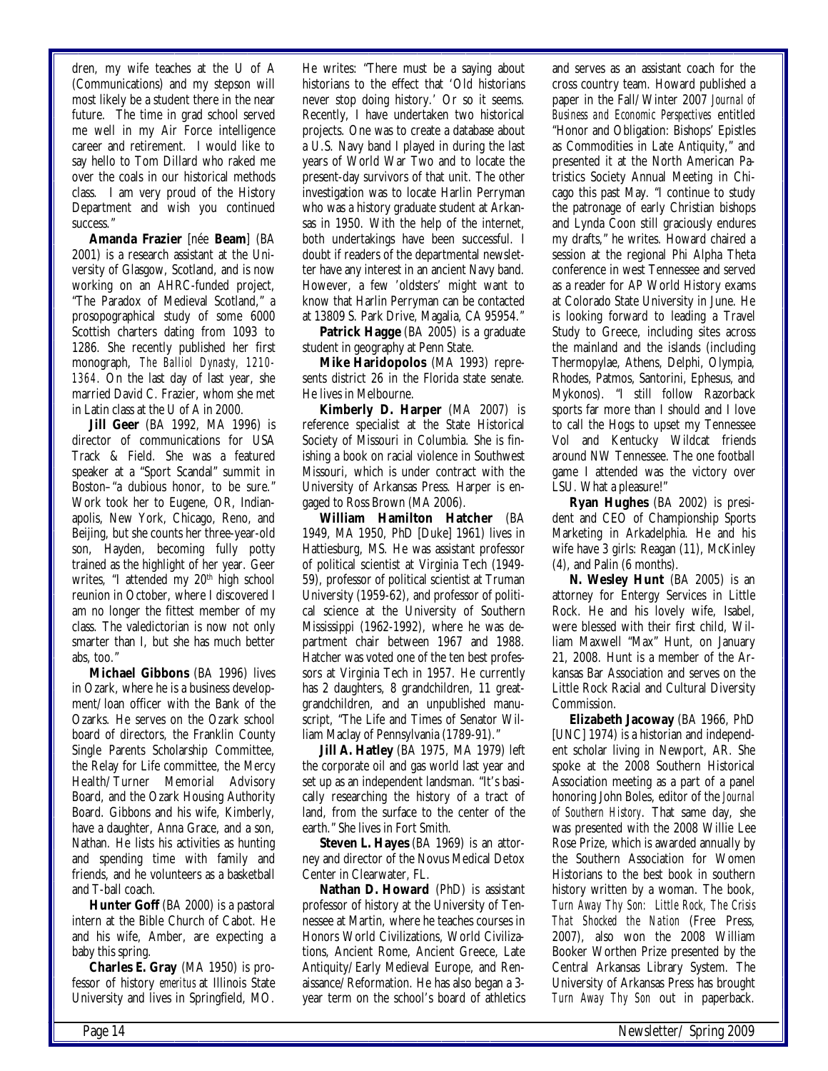dren, my wife teaches at the U of A (Communications) and my stepson will most likely be a student there in the near future. The time in grad school served me well in my Air Force intelligence career and retirement. I would like to say hello to Tom Dillard who raked me over the coals in our historical methods class. I am very proud of the History Department and wish you continued success."

**Amanda Frazier** [née **Beam**] (BA 2001) is a research assistant at the University of Glasgow, Scotland, and is now working on an AHRC-funded project, "The Paradox of Medieval Scotland," a prosopographical study of some 6000 Scottish charters dating from 1093 to 1286. She recently published her first monograph, *The Balliol Dynasty, 1210-1364*. On the last day of last year, she married David C. Frazier, whom she met in Latin class at the U of A in 2000.

**Jill Geer** (BA 1992, MA 1996) is director of communications for USA Track & Field. She was a featured speaker at a "Sport Scandal" summit in Boston–"a dubious honor, to be sure." Work took her to Eugene, OR, Indianapolis, New York, Chicago, Reno, and Beijing, but she counts her three-year-old son, Hayden, becoming fully potty trained as the highlight of her year. Geer writes, "I attended my 20th high school reunion in October, where I discovered I am no longer the fittest member of my class. The valedictorian is now not only smarter than I, but she has much better abs, too."

**Michael Gibbons** (BA 1996) lives in Ozark, where he is a business development/loan officer with the Bank of the Ozarks. He serves on the Ozark school board of directors, the Franklin County Single Parents Scholarship Committee, the Relay for Life committee, the Mercy Health/Turner Memorial Advisory Board, and the Ozark Housing Authority Board. Gibbons and his wife, Kimberly, have a daughter, Anna Grace, and a son, Nathan. He lists his activities as hunting and spending time with family and friends, and he volunteers as a basketball and T-ball coach.

**Hunter Goff** (BA 2000) is a pastoral intern at the Bible Church of Cabot. He and his wife, Amber, are expecting a baby this spring.

**Charles E. Gray** (MA 1950) is professor of history *emeritus* at Illinois State University and lives in Springfield, MO. He writes: "There must be a saying about historians to the effect that 'Old historians never stop doing history.' Or so it seems. Recently, I have undertaken two historical projects. One was to create a database about a U.S. Navy band I played in during the last years of World War Two and to locate the present-day survivors of that unit. The other investigation was to locate Harlin Perryman who was a history graduate student at Arkansas in 1950. With the help of the internet, both undertakings have been successful. I doubt if readers of the departmental newsletter have any interest in an ancient Navy band. However, a few 'oldsters' might want to know that Harlin Perryman can be contacted at 13809 S. Park Drive, Magalia, CA 95954."

**Patrick Hagge** (BA 2005) is a graduate student in geography at Penn State.

**Mike Haridopolos** (MA 1993) represents district 26 in the Florida state senate. He lives in Melbourne.

**Kimberly D. Harper** (MA 2007) is reference specialist at the State Historical Society of Missouri in Columbia. She is finishing a book on racial violence in Southwest Missouri, which is under contract with the University of Arkansas Press. Harper is engaged to Ross Brown (MA 2006).

**William Hamilton Hatcher** (BA 1949, MA 1950, PhD [Duke] 1961) lives in Hattiesburg, MS. He was assistant professor of political scientist at Virginia Tech (1949-59), professor of political scientist at Truman University (1959-62), and professor of political science at the University of Southern Mississippi (1962-1992), where he was department chair between 1967 and 1988. Hatcher was voted one of the ten best professors at Virginia Tech in 1957. He currently has 2 daughters, 8 grandchildren, 11 great-grandchildren, and an unpublished manuscript, "The Life and Times of Senator William Maclay of Pennsylvania (1789-91)."

**Jill A. Hatley** (BA 1975, MA 1979) left the corporate oil and gas world last year and set up as an independent landsman. "It's basically researching the history of a tract of land, from the surface to the center of the earth." She lives in Fort Smith.

**Steven L. Hayes** (BA 1969) is an attorney and director of the Novus Medical Detox Center in Clearwater, FL.

**Nathan D. Howard** (PhD) is assistant professor of history at the University of Tennessee at Martin, where he teaches courses in Honors World Civilizations, World Civilizations, Ancient Rome, Ancient Greece, Late Antiquity/Early Medieval Europe, and Renaissance/Reformation. He has also began a 3-year term on the school's board of athletics and serves as an assistant coach for the cross country team. Howard published a paper in the Fall/Winter 2007 *Journal of Business and Economic Perspectives* entitled "Honor and Obligation: Bishops' Epistles as Commodities in Late Antiquity," and presented it at the North American Patristics Society Annual Meeting in Chicago this past May. "I continue to study the patronage of early Christian bishops and Lynda Coon still graciously endures my drafts," he writes. Howard chaired a session at the regional Phi Alpha Theta conference in west Tennessee and served as a reader for AP World History exams at Colorado State University in June. He is looking forward to leading a Travel Study to Greece, including sites across the mainland and the islands (including Thermopylae, Athens, Delphi, Olympia, Rhodes, Patmos, Santorini, Ephesus, and Mykonos). "I still follow Razorback sports far more than I should and I love to call the Hogs to upset my Tennessee Vol and Kentucky Wildcat friends around NW Tennessee. The one football game I attended was the victory over LSU. What a pleasure!"

**Ryan Hughes** (BA 2002) is president and CEO of Championship Sports Marketing in Arkadelphia. He and his wife have 3 girls: Reagan (11), McKinley (4), and Palin (6 months).

**N. Wesley Hunt** (BA 2005) is an attorney for Entergy Services in Little Rock. He and his lovely wife, Isabel, were blessed with their first child, William Maxwell "Max" Hunt, on January 21, 2008. Hunt is a member of the Arkansas Bar Association and serves on the Little Rock Racial and Cultural Diversity Commission.

**Elizabeth Jacoway** (BA 1966, PhD [UNC] 1974) is a historian and independent scholar living in Newport, AR. She spoke at the 2008 Southern Historical Association meeting as a part of a panel honoring John Boles, editor of the *Journal of Southern History*. That same day, she was presented with the 2008 Willie Lee Rose Prize, which is awarded annually by the Southern Association for Women Historians to the best book in southern history written by a woman. The book, *Turn Away Thy Son: Little Rock, The Crisis That Shocked the Nation* (Free Press, 2007), also won the 2008 William Booker Worthen Prize presented by the Central Arkansas Library System. The University of Arkansas Press has brought *Turn Away Thy Son* out in paperback.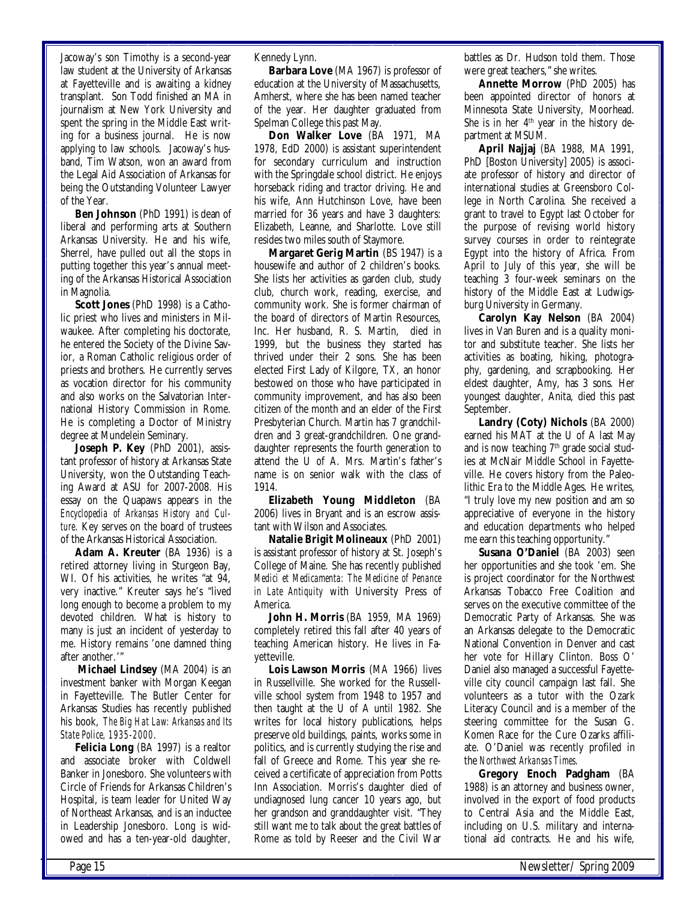Jacoway's son Timothy is a second-year law student at the University of Arkansas at Fayetteville and is awaiting a kidney transplant. Son Todd finished an MA in journalism at New York University and spent the spring in the Middle East writing for a business journal. He is now applying to law schools. Jacoway's husband, Tim Watson, won an award from the Legal Aid Association of Arkansas for being the Outstanding Volunteer Lawyer of the Year.

**Ben Johnson** (PhD 1991) is dean of liberal and performing arts at Southern Arkansas University. He and his wife, Sherrel, have pulled out all the stops in putting together this year's annual meeting of the Arkansas Historical Association in Magnolia.

**Scott Jones** (PhD 1998) is a Catholic priest who lives and ministers in Milwaukee. After completing his doctorate, he entered the Society of the Divine Savior, a Roman Catholic religious order of priests and brothers. He currently serves as vocation director for his community and also works on the Salvatorian International History Commission in Rome. He is completing a Doctor of Ministry degree at Mundelein Seminary.

**Joseph P. Key** (PhD 2001), assistant professor of history at Arkansas State University, won the Outstanding Teaching Award at ASU for 2007-2008. His essay on the Quapaws appears in the *Encyclopedia of Arkansas History and Culture*. Key serves on the board of trustees of the Arkansas Historical Association.

**Adam A. Kreuter** (BA 1936) is a retired attorney living in Sturgeon Bay, WI. Of his activities, he writes "at 94, very inactive." Kreuter says he's "lived long enough to become a problem to my devoted children. What is history to many is just an incident of yesterday to me. History remains 'one damned thing after another.'"

**Michael Lindsey** (MA 2004) is an investment banker with Morgan Keegan in Fayetteville. The Butler Center for Arkansas Studies has recently published his book, *The Big Hat Law: Arkansas and Its State Police, 1935-2000*.

**Felicia Long** (BA 1997) is a realtor and associate broker with Coldwell Banker in Jonesboro. She volunteers with Circle of Friends for Arkansas Children's Hospital, is team leader for United Way of Northeast Arkansas, and is an inductee in Leadership Jonesboro. Long is widowed and has a ten-year-old daughter, Kennedy Lynn.

**Barbara Love** (MA 1967) is professor of education at the University of Massachusetts, Amherst, where she has been named teacher of the year. Her daughter graduated from Spelman College this past May.

**Don Walker Love** (BA 1971, MA 1978, EdD 2000) is assistant superintendent for secondary curriculum and instruction with the Springdale school district. He enjoys horseback riding and tractor driving. He and his wife, Ann Hutchinson Love, have been married for 36 years and have 3 daughters: Elizabeth, Leanne, and Sharlotte. Love still resides two miles south of Staymore.

**Margaret Gerig Martin** (BS 1947) is a housewife and author of 2 children's books. She lists her activities as garden club, study club, church work, reading, exercise, and community work. She is former chairman of the board of directors of Martin Resources, Inc. Her husband, R. S. Martin, died in 1999, but the business they started has thrived under their 2 sons. She has been elected First Lady of Kilgore, TX, an honor bestowed on those who have participated in community improvement, and has also been citizen of the month and an elder of the First Presbyterian Church. Martin has 7 grandchildren and 3 great-grandchildren. One granddaughter represents the fourth generation to attend the U of A. Mrs. Martin's father's name is on senior walk with the class of 1914.

**Elizabeth Young Middleton** (BA 2006) lives in Bryant and is an escrow assistant with Wilson and Associates.

**Natalie Brigit Molineaux** (PhD 2001) is assistant professor of history at St. Joseph's College of Maine. She has recently published *Medici et Medicamenta: The Medicine of Penance in Late Antiquity* with University Press of America.

**John H. Morris** (BA 1959, MA 1969) completely retired this fall after 40 years of teaching American history. He lives in Fayetteville.

**Lois Lawson Morris** (MA 1966) lives in Russellville. She worked for the Russellville school system from 1948 to 1957 and then taught at the U of A until 1982. She writes for local history publications, helps preserve old buildings, paints, works some in politics, and is currently studying the rise and fall of Greece and Rome. This year she received a certificate of appreciation from Potts Inn Association. Morris's daughter died of undiagnosed lung cancer 10 years ago, but her grandson and granddaughter visit. "They still want me to talk about the great battles of Rome as told by Reeser and the Civil War battles as Dr. Hudson told them. Those were great teachers," she writes.

**Annette Morrow** (PhD 2005) has been appointed director of honors at Minnesota State University, Moorhead. She is in her 4th year in the history department at MSUM.

**April Najjaj** (BA 1988, MA 1991, PhD [Boston University] 2005) is associate professor of history and director of international studies at Greensboro College in North Carolina. She received a grant to travel to Egypt last October for the purpose of revising world history survey courses in order to reintegrate Egypt into the history of Africa. From April to July of this year, she will be teaching 3 four-week seminars on the history of the Middle East at Ludwigsburg University in Germany.

**Carolyn Kay Nelson** (BA 2004) lives in Van Buren and is a quality monitor and substitute teacher. She lists her activities as boating, hiking, photography, gardening, and scrapbooking. Her eldest daughter, Amy, has 3 sons. Her youngest daughter, Anita, died this past September.

**Landry (Coty) Nichols** (BA 2000) earned his MAT at the U of A last May and is now teaching 7th grade social studies at McNair Middle School in Fayetteville. He covers history from the Paleolithic Era to the Middle Ages. He writes, "I truly love my new position and am so appreciative of everyone in the history and education departments who helped me earn this teaching opportunity."

**Susana O'Daniel** (BA 2003) seen her opportunities and she took 'em. She is project coordinator for the Northwest Arkansas Tobacco Free Coalition and serves on the executive committee of the Democratic Party of Arkansas. She was an Arkansas delegate to the Democratic National Convention in Denver and cast her vote for Hillary Clinton. Boss O' Daniel also managed a successful Fayetteville city council campaign last fall. She volunteers as a tutor with the Ozark Literacy Council and is a member of the steering committee for the Susan G. Komen Race for the Cure Ozarks affiliate. O'Daniel was recently profiled in the *Northwest Arkansas Times*.

**Gregory Enoch Padgham** (BA 1988) is an attorney and business owner, involved in the export of food products to Central Asia and the Middle East, including on U.S. military and international aid contracts. He and his wife,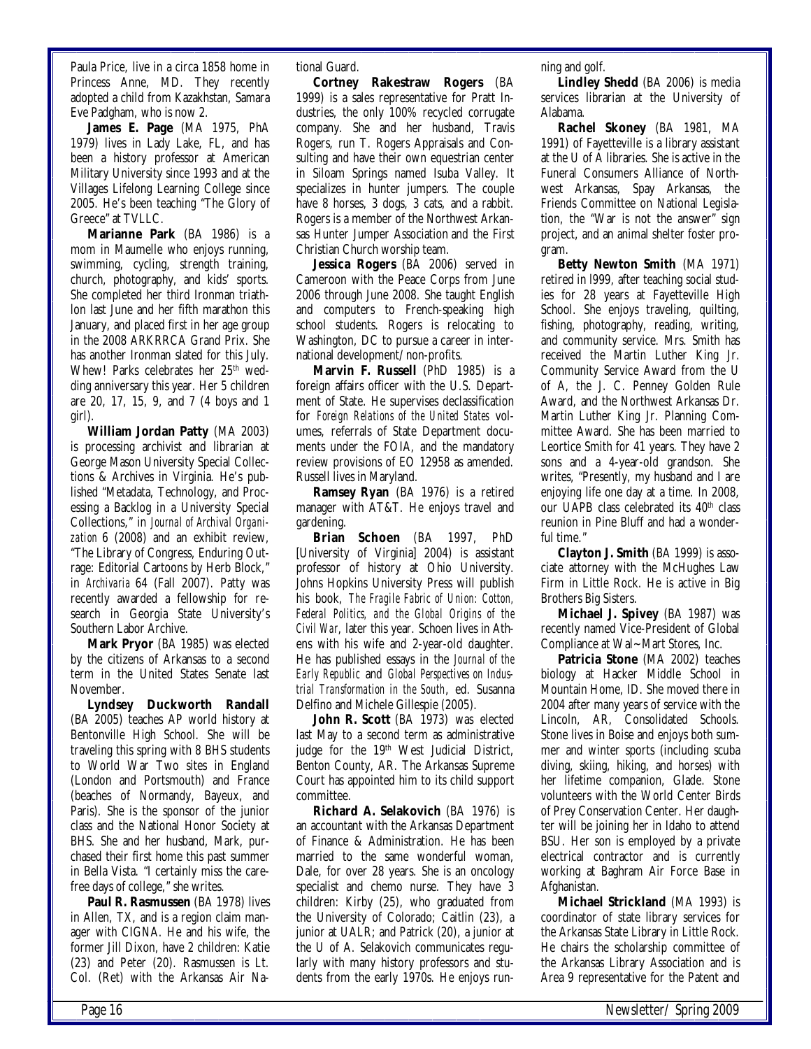Paula Price, live in a circa 1858 home in Princess Anne, MD. They recently adopted a child from Kazakhstan, Samara Eve Padgham, who is now 2.

**James E. Page** (MA 1975, PhA 1979) lives in Lady Lake, FL, and has been a history professor at American Military University since 1993 and at the Villages Lifelong Learning College since 2005. He's been teaching "The Glory of Greece" at TVLLC.

**Marianne Park** (BA 1986) is a mom in Maumelle who enjoys running, swimming, cycling, strength training, church, photography, and kids' sports. She completed her third Ironman triathlon last June and her fifth marathon this January, and placed first in her age group in the 2008 ARKRRCA Grand Prix. She has another Ironman slated for this July. Whew! Parks celebrates her 25th wedding anniversary this year. Her 5 children are 20, 17, 15, 9, and 7 (4 boys and 1 girl).

**William Jordan Patty** (MA 2003) is processing archivist and librarian at George Mason University Special Collections & Archives in Virginia. He's published "Metadata, Technology, and Processing a Backlog in a University Special Collections," in *Journal of Archival Organization* 6 (2008) and an exhibit review, "The Library of Congress, Enduring Outrage: Editorial Cartoons by Herb Block," in *Archivaria* 64 (Fall 2007). Patty was recently awarded a fellowship for research in Georgia State University's Southern Labor Archive.

**Mark Pryor** (BA 1985) was elected by the citizens of Arkansas to a second term in the United States Senate last November.

**Lyndsey Duckworth Randall** (BA 2005) teaches AP world history at Bentonville High School. She will be traveling this spring with 8 BHS students to World War Two sites in England (London and Portsmouth) and France (beaches of Normandy, Bayeux, and Paris). She is the sponsor of the junior class and the National Honor Society at BHS. She and her husband, Mark, purchased their first home this past summer in Bella Vista. "I certainly miss the carefree days of college," she writes.

**Paul R. Rasmussen** (BA 1978) lives in Allen, TX, and is a region claim manager with CIGNA. He and his wife, the former Jill Dixon, have 2 children: Katie (23) and Peter (20). Rasmussen is Lt. Col. (Ret) with the Arkansas Air National Guard.

**Cortney Rakestraw Rogers** (BA 1999) is a sales representative for Pratt Industries, the only 100% recycled corrugate company. She and her husband, Travis Rogers, run T. Rogers Appraisals and Consulting and have their own equestrian center in Siloam Springs named Isuba Valley. It specializes in hunter jumpers. The couple have 8 horses, 3 dogs, 3 cats, and a rabbit. Rogers is a member of the Northwest Arkansas Hunter Jumper Association and the First Christian Church worship team.

**Jessica Rogers** (BA 2006) served in Cameroon with the Peace Corps from June 2006 through June 2008. She taught English and computers to French-speaking high school students. Rogers is relocating to Washington, DC to pursue a career in international development/non-profits.

**Marvin F. Russell** (PhD 1985) is a foreign affairs officer with the U.S. Department of State. He supervises declassification for *Foreign Relations of the United States* volumes, referrals of State Department documents under the FOIA, and the mandatory review provisions of EO 12958 as amended. Russell lives in Maryland.

**Ramsey Ryan** (BA 1976) is a retired manager with AT&T. He enjoys travel and gardening.

**Brian Schoen** (BA 1997, PhD [University of Virginia] 2004) is assistant professor of history at Ohio University. Johns Hopkins University Press will publish his book, *The Fragile Fabric of Union: Cotton, Federal Politics, and the Global Origins of the Civil War*, later this year. Schoen lives in Athens with his wife and 2-year-old daughter. He has published essays in the *Journal of the Early Republic* and *Global Perspectives on Industrial Transformation in the South*, ed. Susanna Delfino and Michele Gillespie (2005).

**John R. Scott** (BA 1973) was elected last May to a second term as administrative judge for the 19th West Judicial District, Benton County, AR. The Arkansas Supreme Court has appointed him to its child support committee.

**Richard A. Selakovich** (BA 1976) is an accountant with the Arkansas Department of Finance & Administration. He has been married to the same wonderful woman, Dale, for over 28 years. She is an oncology specialist and chemo nurse. They have 3 children: Kirby (25), who graduated from the University of Colorado; Caitlin (23), a junior at UALR; and Patrick (20), a junior at the U of A. Selakovich communicates regularly with many history professors and students from the early 1970s. He enjoys running and golf.

**Lindley Shedd** (BA 2006) is media services librarian at the University of Alabama.

**Rachel Skoney** (BA 1981, MA 1991) of Fayetteville is a library assistant at the U of A libraries. She is active in the Funeral Consumers Alliance of Northwest Arkansas, Spay Arkansas, the Friends Committee on National Legislation, the "War is not the answer" sign project, and an animal shelter foster program.

**Betty Newton Smith** (MA 1971) retired in l999, after teaching social studies for 28 years at Fayetteville High School. She enjoys traveling, quilting, fishing, photography, reading, writing, and community service. Mrs. Smith has received the Martin Luther King Jr. Community Service Award from the U of A, the J. C. Penney Golden Rule Award, and the Northwest Arkansas Dr. Martin Luther King Jr. Planning Committee Award. She has been married to Leortice Smith for 41 years. They have 2 sons and a 4-year-old grandson. She writes, "Presently, my husband and I are enjoying life one day at a time. In 2008, our UAPB class celebrated its 40th class reunion in Pine Bluff and had a wonderful time."

**Clayton J. Smith** (BA 1999) is associate attorney with the McHughes Law Firm in Little Rock. He is active in Big Brothers Big Sisters.

**Michael J. Spivey** (BA 1987) was recently named Vice-President of Global Compliance at Wal~Mart Stores, Inc.

**Patricia Stone** (MA 2002) teaches biology at Hacker Middle School in Mountain Home, ID. She moved there in 2004 after many years of service with the Lincoln, AR, Consolidated Schools. Stone lives in Boise and enjoys both summer and winter sports (including scuba diving, skiing, hiking, and horses) with her lifetime companion, Glade. Stone volunteers with the World Center Birds of Prey Conservation Center. Her daughter will be joining her in Idaho to attend BSU. Her son is employed by a private electrical contractor and is currently working at Baghram Air Force Base in Afghanistan.

**Michael Strickland** (MA 1993) is coordinator of state library services for the Arkansas State Library in Little Rock. He chairs the scholarship committee of the Arkansas Library Association and is Area 9 representative for the Patent and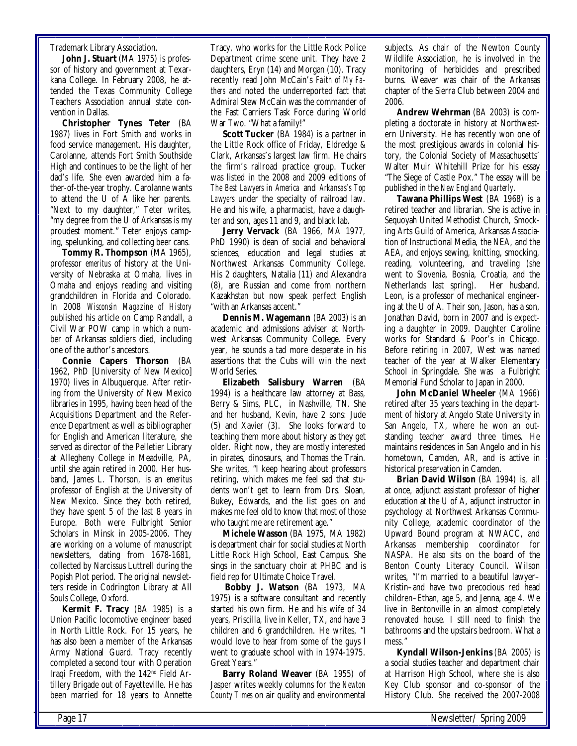Trademark Library Association.

**John J. Stuart** (MA 1975) is professor of history and government at Texarkana College. In February 2008, he attended the Texas Community College Teachers Association annual state convention in Dallas.

**Christopher Tynes Teter** (BA 1987) lives in Fort Smith and works in food service management. His daughter, Carolanne, attends Fort Smith Southside High and continues to be the light of her dad's life. She even awarded him a father-of-the-year trophy. Carolanne wants to attend the U of A like her parents. "Next to my daughter," Teter writes, "my degree from the U of Arkansas is my proudest moment." Teter enjoys camping, spelunking, and collecting beer cans.

**Tommy R. Thompson** (MA 1965), professor *emeritus* of history at the University of Nebraska at Omaha, lives in Omaha and enjoys reading and visiting grandchildren in Florida and Colorado. In 2008 *Wisconsin Magazine of History* published his article on Camp Randall, a Civil War POW camp in which a number of Arkansas soldiers died, including one of the author's ancestors.

**Connie Capers Thorson** (BA 1962, PhD [University of New Mexico] 1970) lives in Albuquerque. After retiring from the University of New Mexico libraries in 1995, having been head of the Acquisitions Department and the Reference Department as well as bibliographer for English and American literature, she served as director of the Pelletier Library at Allegheny College in Meadville, PA, until she again retired in 2000. Her husband, James L. Thorson, is an *emeritus* professor of English at the University of New Mexico. Since they both retired, they have spent 5 of the last 8 years in Europe. Both were Fulbright Senior Scholars in Minsk in 2005-2006. They are working on a volume of manuscript newsletters, dating from 1678-1681, collected by Narcissus Luttrell during the Popish Plot period. The original newsletters reside in Codrington Library at All Souls College, Oxford.

**Kermit F. Tracy** (BA 1985) is a Union Pacific locomotive engineer based in North Little Rock. For 15 years, he has also been a member of the Arkansas Army National Guard. Tracy recently completed a second tour with Operation Iraqi Freedom, with the 142nd Field Artillery Brigade out of Fayetteville. He has been married for 18 years to Annette Tracy, who works for the Little Rock Police Department crime scene unit. They have 2 daughters, Eryn (14) and Morgan (10). Tracy recently read John McCain's *Faith of My Fathers* and noted the underreported fact that Admiral Stew McCain was the commander of the Fast Carriers Task Force during World War Two. "What a family!"

**Scott Tucker** (BA 1984) is a partner in the Little Rock office of Friday, Eldredge & Clark, Arkansas's largest law firm. He chairs the firm's railroad practice group. Tucker was listed in the 2008 and 2009 editions of *The Best Lawyers in America* and *Arkansas's Top Lawyers* under the specialty of railroad law. He and his wife, a pharmacist, have a daughter and son, ages 11 and 9, and black lab.

**Jerry Vervack** (BA 1966, MA 1977, PhD 1990) is dean of social and behavioral sciences, education and legal studies at Northwest Arkansas Community College. His 2 daughters, Natalia (11) and Alexandra (8), are Russian and come from northern Kazakhstan but now speak perfect English "with an Arkansas accent."

**Dennis M. Wagemann** (BA 2003) is an academic and admissions adviser at Northwest Arkansas Community College. Every year, he sounds a tad more desperate in his assertions that the Cubs will win the next World Series.

**Elizabeth Salisbury Warren** (BA 1994) is a healthcare law attorney at Bass, Berry & Sims, PLC, in Nashville, TN. She and her husband, Kevin, have 2 sons: Jude (5) and Xavier (3). She looks forward to teaching them more about history as they get older. Right now, they are mostly interested in pirates, dinosaurs, and Thomas the Train. She writes, "I keep hearing about professors retiring, which makes me feel sad that students won't get to learn from Drs. Sloan, Bukey, Edwards, and the list goes on and makes me feel old to know that most of those who taught me are retirement age."

**Michele Wasson** (BA 1975, MA 1982) is department chair for social studies at North Little Rock High School, East Campus. She sings in the sanctuary choir at PHBC and is field rep for Ultimate Choice Travel.

**Bobby J. Watson** (BA 1973, MA 1975) is a software consultant and recently started his own firm. He and his wife of 34 years, Priscilla, live in Keller, TX, and have 3 children and 6 grandchildren. He writes, "I would love to hear from some of the guys I went to graduate school with in 1974-1975. Great Years."

**Barry Roland Weaver** (BA 1955) of Jasper writes weekly columns for the *Newton County Times* on air quality and environmental subjects. As chair of the Newton County Wildlife Association, he is involved in the monitoring of herbicides and prescribed burns. Weaver was chair of the Arkansas chapter of the Sierra Club between 2004 and 2006.

**Andrew Wehrman** (BA 2003) is completing a doctorate in history at Northwestern University. He has recently won one of the most prestigious awards in colonial history, the Colonial Society of Massachusetts' Walter Muir Whitehill Prize for his essay "The Siege of Castle Pox." The essay will be published in the *New England Quarterly*.

**Tawana Phillips West** (BA 1968) is a retired teacher and librarian. She is active in Sequoyah United Methodist Church, Smocking Arts Guild of America, Arkansas Association of Instructional Media, the NEA, and the AEA, and enjoys sewing, knitting, smocking, reading, volunteering, and traveling (she went to Slovenia, Bosnia, Croatia, and the Netherlands last spring). Her husband, Leon, is a professor of mechanical engineering at the U of A. Their son, Jason, has a son, Jonathan David, born in 2007 and is expecting a daughter in 2009. Daughter Caroline works for Standard & Poor's in Chicago. Before retiring in 2007, West was named teacher of the year at Walker Elementary School in Springdale. She was a Fulbright Memorial Fund Scholar to Japan in 2000.

**John McDaniel Wheeler** (MA 1966) retired after 35 years teaching in the department of history at Angelo State University in San Angelo, TX, where he won an outstanding teacher award three times. He maintains residences in San Angelo and in his hometown, Camden, AR, and is active in historical preservation in Camden.

**Brian David Wilson** (BA 1994) is, all at once, adjunct assistant professor of higher education at the U of A, adjunct instructor in psychology at Northwest Arkansas Community College, academic coordinator of the Upward Bound program at NWACC, and Arkansas membership coordinator for NASPA. He also sits on the board of the Benton County Literacy Council. Wilson writes, "I'm married to a beautiful lawyer–Kristin–and have two precocious red head children–Ethan, age 5, and Jenna, age 4. We live in Bentonville in an almost completely renovated house. I still need to finish the bathrooms and the upstairs bedroom. What a mess."

**Kyndall Wilson-Jenkins** (BA 2005) is a social studies teacher and department chair at Harrison High School, where she is also Key Club sponsor and co-sponsor of the History Club. She received the 2007-2008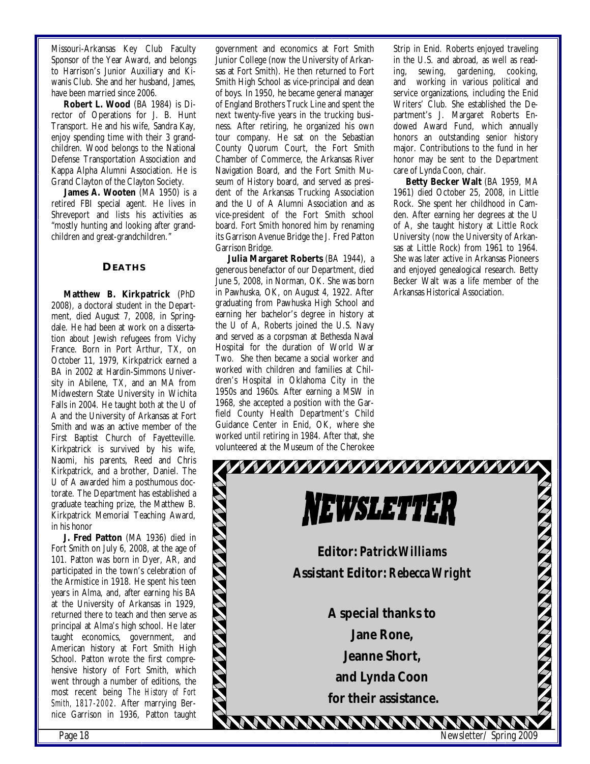Missouri-Arkansas Key Club Faculty Sponsor of the Year Award, and belongs to Harrison's Junior Auxiliary and Kiwanis Club. She and her husband, James, have been married since 2006.

**Robert L. Wood** (BA 1984) is Director of Operations for J. B. Hunt Transport. He and his wife, Sandra Kay, enjoy spending time with their 3 grandchildren. Wood belongs to the National Defense Transportation Association and Kappa Alpha Alumni Association. He is Grand Clayton of the Clayton Society.

**James A. Wooten** (MA 1950) is a retired FBI special agent. He lives in Shreveport and lists his activities as "mostly hunting and looking after grandchildren and great-grandchildren."

## DEATHS

**Matthew B. Kirkpatrick** (PhD 2008), a doctoral student in the Department, died August 7, 2008, in Springdale. He had been at work on a dissertation about Jewish refugees from Vichy France. Born in Port Arthur, TX, on October 11, 1979, Kirkpatrick earned a BA in 2002 at Hardin-Simmons University in Abilene, TX, and an MA from Midwestern State University in Wichita Falls in 2004. He taught both at the U of A and the University of Arkansas at Fort Smith and was an active member of the First Baptist Church of Fayetteville. Kirkpatrick is survived by his wife, Naomi, his parents, Reed and Chris Kirkpatrick, and a brother, Daniel. The U of A awarded him a posthumous doctorate. The Department has established a graduate teaching prize, the Matthew B. Kirkpatrick Memorial Teaching Award, in his honor

**J. Fred Patton** (MA 1936) died in Fort Smith on July 6, 2008, at the age of 101. Patton was born in Dyer, AR, and participated in the town's celebration of the Armistice in 1918. He spent his teen years in Alma, and, after earning his BA at the University of Arkansas in 1929, returned there to teach and then serve as principal at Alma's high school. He later taught economics, government, and American history at Fort Smith High School. Patton wrote the first comprehensive history of Fort Smith, which went through a number of editions, the most recent being *The History of Fort Smith, 1817-2002*. After marrying Bernice Garrison in 1936, Patton taught government and economics at Fort Smith Junior College (now the University of Arkansas at Fort Smith). He then returned to Fort Smith High School as vice-principal and dean of boys. In 1950, he became general manager of England Brothers Truck Line and spent the next twenty-five years in the trucking business. After retiring, he organized his own tour company. He sat on the Sebastian County Quorum Court, the Fort Smith Chamber of Commerce, the Arkansas River Navigation Board, and the Fort Smith Museum of History board, and served as president of the Arkansas Trucking Association and the U of A Alumni Association and as vice-president of the Fort Smith school board. Fort Smith honored him by renaming its Garrison Avenue Bridge the J. Fred Patton Garrison Bridge.

**Julia Margaret Roberts** (BA 1944), a generous benefactor of our Department, died June 5, 2008, in Norman, OK. She was born in Pawhuska, OK, on August 4, 1922. After graduating from Pawhuska High School and earning her bachelor's degree in history at the U of A, Roberts joined the U.S. Navy and served as a corpsman at Bethesda Naval Hospital for the duration of World War Two. She then became a social worker and worked with children and families at Children's Hospital in Oklahoma City in the 1950s and 1960s. After earning a MSW in 1968, she accepted a position with the Garfield County Health Department's Child Guidance Center in Enid, OK, where she worked until retiring in 1984. After that, she volunteered at the Museum of the Cherokee Strip in Enid. Roberts enjoyed traveling in the U.S. and abroad, as well as reading, sewing, gardening, cooking, and working in various political and service organizations, including the Enid Writers' Club. She established the Department's J. Margaret Roberts Endowed Award Fund, which annually honors an outstanding senior history major. Contributions to the fund in her honor may be sent to the Department care of Lynda Coon, chair.

**Betty Becker Walt** (BA 1959, MA 1961) died October 25, 2008, in Little Rock. She spent her childhood in Camden. After earning her degrees at the U of A, she taught history at Little Rock University (now the University of Arkansas at Little Rock) from 1961 to 1964. She was later active in Arkansas Pioneers and enjoyed genealogical research. Betty Becker Walt was a life member of the Arkansas Historical Association.

## NEWSLETTER

**Editor: *Patrick Williams***

**Assistant Editor: *Rebecca Wright***

**A special thanks to Jane Rone, Jeanne Short, and Lynda Coon for their assistance.**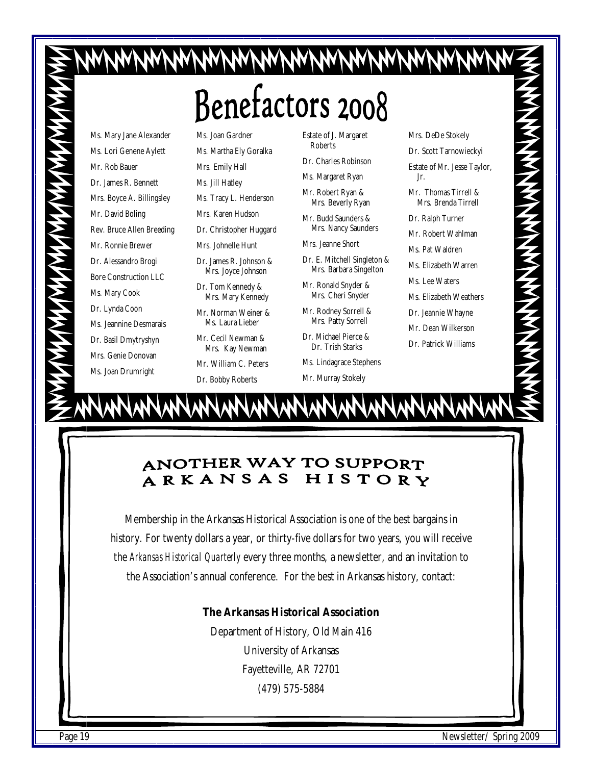# Benefactors 2008

Ms. Mary Jane Alexander

Ms. Lori Genene Aylett

Mr. Rob Bauer

Dr. James R. Bennett

Mrs. Boyce A. Billingsley

Mr. David Boling

Rev. Bruce Allen Breeding

Mr. Ronnie Brewer

Dr. Alessandro Brogi

Bore Construction LLC

Ms. Mary Cook

Dr. Lynda Coon

Ms. Jeannine Desmarais

Dr. Basil Dmytryshyn

Mrs. Genie Donovan

Ms. Joan Drumright

Ms. Joan Gardner

Ms. Martha Ely Goralka

Mrs. Emily Hall

Ms. Jill Hatley

Ms. Tracy L. Henderson

Mrs. Karen Hudson

Dr. Christopher Huggard

Mrs. Johnelle Hunt

Dr. James R. Johnson & Mrs. Joyce Johnson

Dr. Tom Kennedy & Mrs. Mary Kennedy

Mr. Norman Weiner & Ms. Laura Lieber

Mr. Cecil Newman & Mrs. Kay Newman

Mr. William C. Peters

Dr. Bobby Roberts

Estate of J. Margaret Roberts

Dr. Charles Robinson

Ms. Margaret Ryan

Mr. Robert Ryan & Mrs. Beverly Ryan

Mr. Budd Saunders & Mrs. Nancy Saunders

Mrs. Jeanne Short

Dr. E. Mitchell Singleton & Mrs. Barbara Singelton

Mr. Ronald Snyder & Mrs. Cheri Snyder

Mr. Rodney Sorrell & Mrs. Patty Sorrell

Dr. Michael Pierce & Dr. Trish Starks

Ms. Lindagrace Stephens

Mr. Murray Stokely

Mrs. DeDe Stokely

Dr. Scott Tarnowieckyi

Estate of Mr. Jesse Taylor, Jr.

Mr. Thomas Tirrell & Mrs. Brenda Tirrell

Dr. Ralph Turner

Mr. Robert Wahlman

Ms. Pat Waldren

Ms. Elizabeth Warren

Ms. Lee Waters

Ms. Elizabeth Weathers

Dr. Jeannie Whayne

Mr. Dean Wilkerson

Dr. Patrick Williams

## ANOTHER WAY TO SUPPORT ARKANSAS HISTORY

Membership in the Arkansas Historical Association is one of the best bargains in history. For twenty dollars a year, or thirty-five dollars for two years, you will receive the *Arkansas Historical Quarterly* every three months, a newsletter, and an invitation to the Association's annual conference. For the best in Arkansas history, contact:

**The Arkansas Historical Association**

Department of History, Old Main 416

University of Arkansas

Fayetteville, AR 72701

(479) 575-5884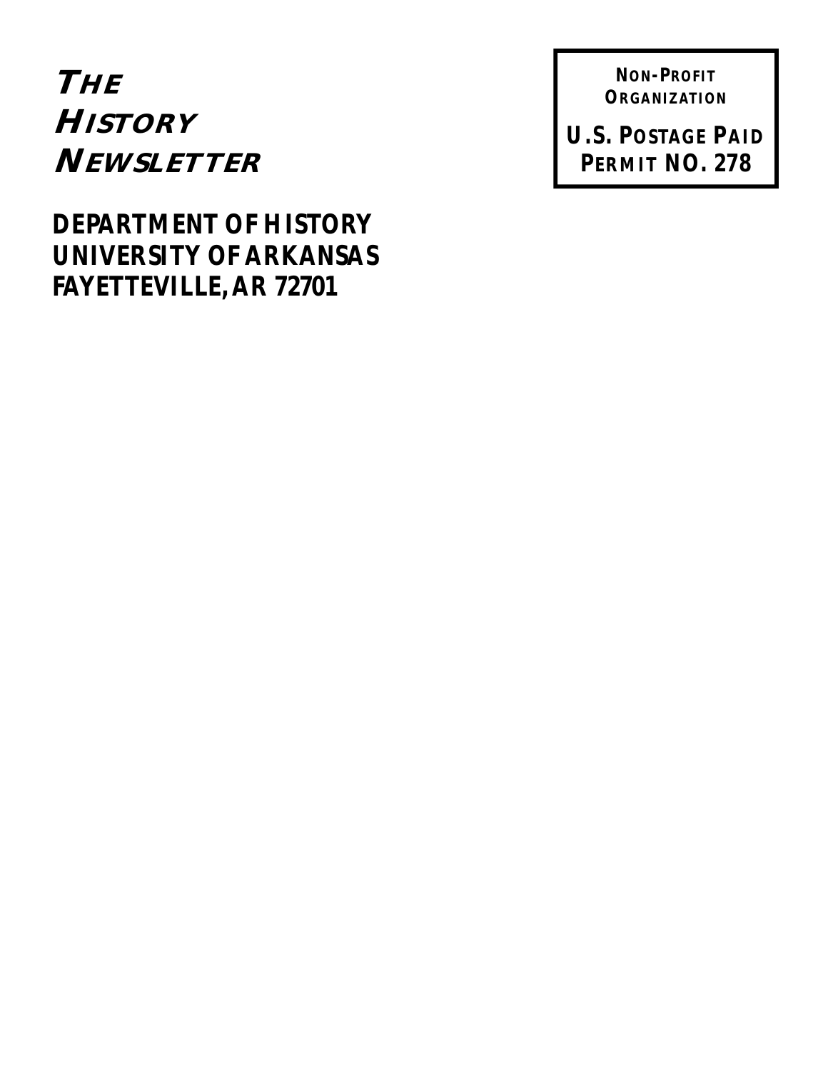# The History Newsletter

**DEPARTMENT OF HISTORY**
**UNIVERSITY OF ARKANSAS**
**FAYETTEVILLE, AR 72701**

**NON-PROFIT ORGANIZATION**

**U.S. POSTAGE PAID**
**PERMIT NO. 278**